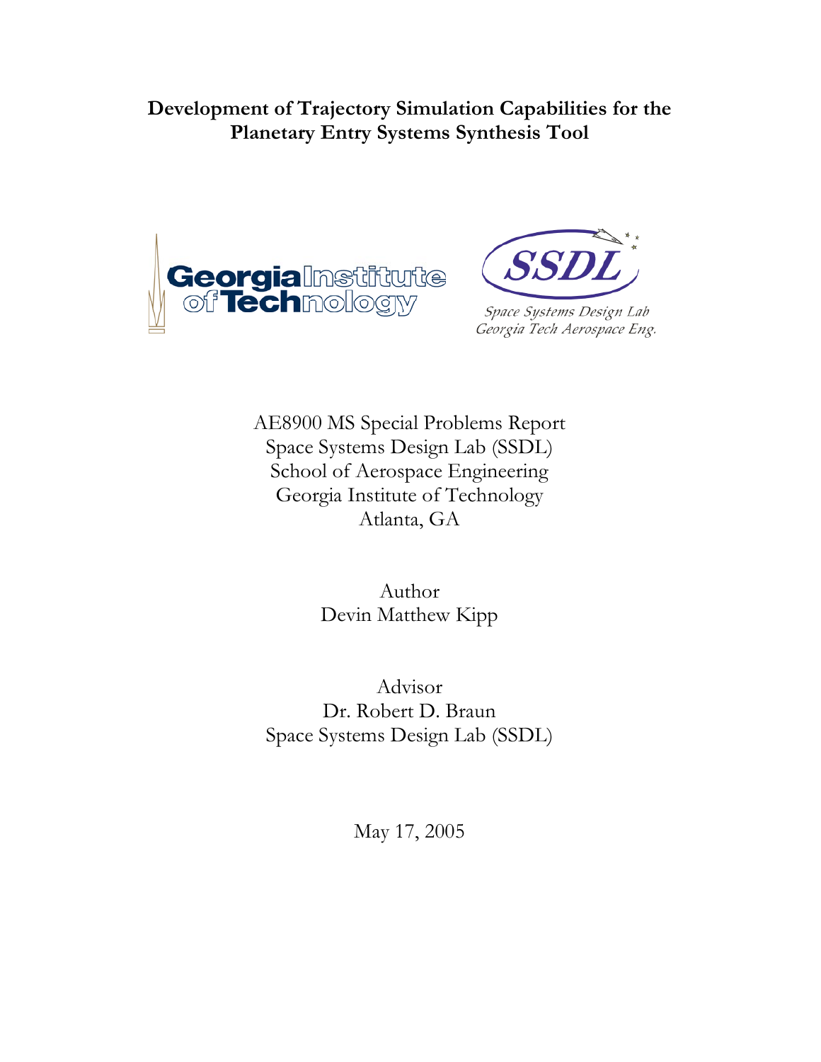# Development of Trajectory Simulation Capabilities for the Planetary Entry Systems Synthesis Tool

Space Systems Design Lab
Georgia Tech Aerospace Eng.

AE8900 MS Special Problems Report
Space Systems Design Lab (SSDL)
School of Aerospace Engineering
Georgia Institute of Technology
Atlanta, GA

Author
Devin Matthew Kipp

Advisor
Dr. Robert D. Braun
Space Systems Design Lab (SSDL)

May 17, 2005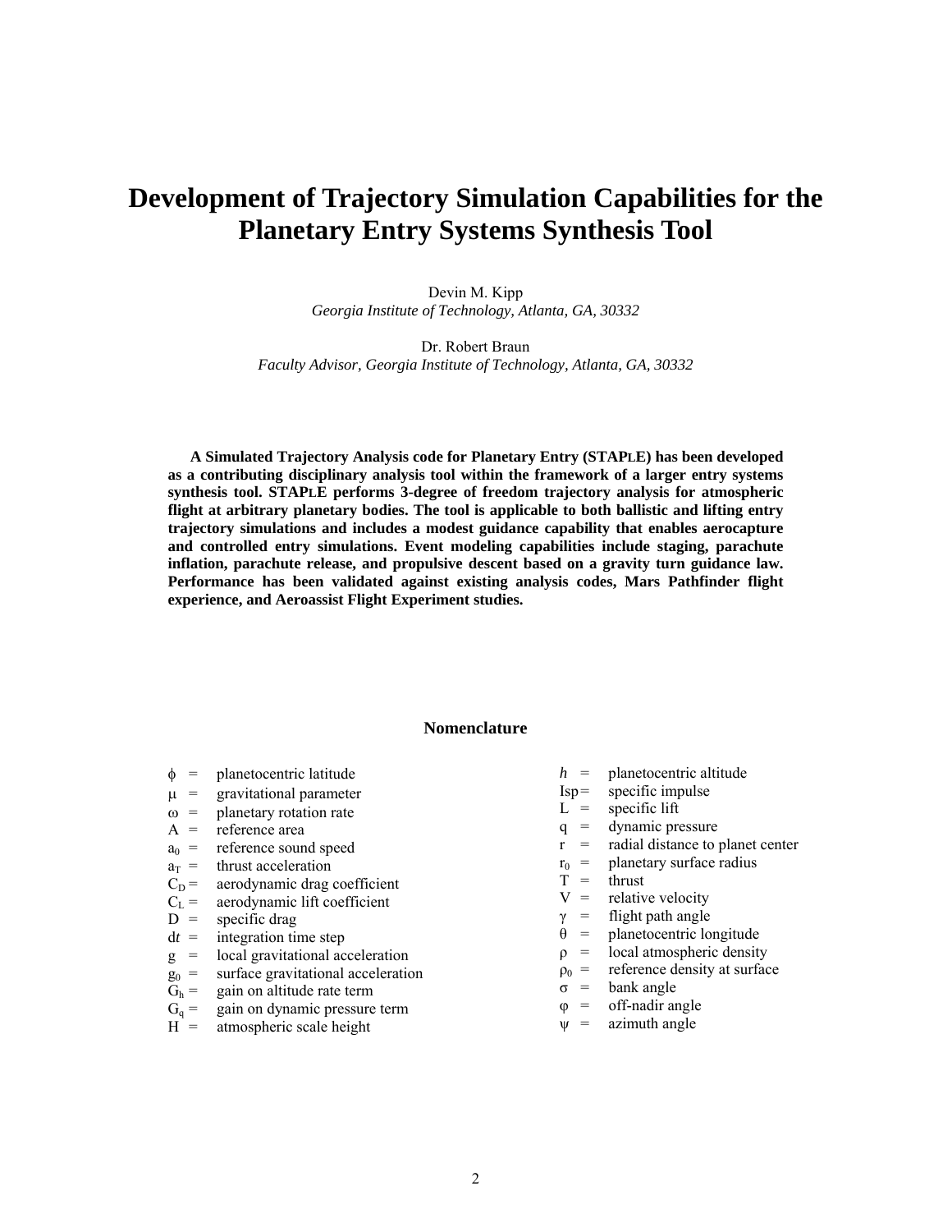# Development of Trajectory Simulation Capabilities for the Planetary Entry Systems Synthesis Tool

Devin M. Kipp
*Georgia Institute of Technology, Atlanta, GA, 30332*

Dr. Robert Braun
*Faculty Advisor, Georgia Institute of Technology, Atlanta, GA, 30332*

**A Simulated Trajectory Analysis code for Planetary Entry (STAPLE) has been developed as a contributing disciplinary analysis tool within the framework of a larger entry systems synthesis tool. STAPLE performs 3-degree of freedom trajectory analysis for atmospheric flight at arbitrary planetary bodies. The tool is applicable to both ballistic and lifting entry trajectory simulations and includes a modest guidance capability that enables aerocapture and controlled entry simulations. Event modeling capabilities include staging, parachute inflation, parachute release, and propulsive descent based on a gravity turn guidance law. Performance has been validated against existing analysis codes, Mars Pathfinder flight experience, and Aeroassist Flight Experiment studies.**

## Nomenclature

| | | |
|---|---|---|
| $\phi$ | = | planetocentric latitude |
| $\mu$ | = | gravitational parameter |
| $\omega$ | = | planetary rotation rate |
| $A$ | = | reference area |
| $a_0$ | = | reference sound speed |
| $a_T$ | = | thrust acceleration |
| $C_D$ | = | aerodynamic drag coefficient |
| $C_L$ | = | aerodynamic lift coefficient |
| $D$ | = | specific drag |
| $dt$ | = | integration time step |
| $g$ | = | local gravitational acceleration |
| $g_0$ | = | surface gravitational acceleration |
| $G_h$ | = | gain on altitude rate term |
| $G_q$ | = | gain on dynamic pressure term |
| $H$ | = | atmospheric scale height |
| $h$ | = | planetocentric altitude |
| Isp | = | specific impulse |
| $L$ | = | specific lift |
| $q$ | = | dynamic pressure |
| $r$ | = | radial distance to planet center |
| $r_0$ | = | planetary surface radius |
| $T$ | = | thrust |
| $V$ | = | relative velocity |
| $\gamma$ | = | flight path angle |
| $\theta$ | = | planetocentric longitude |
| $\rho$ | = | local atmospheric density |
| $\rho_0$ | = | reference density at surface |
| $\sigma$ | = | bank angle |
| $\varphi$ | = | off-nadir angle |
| $\psi$ | = | azimuth angle |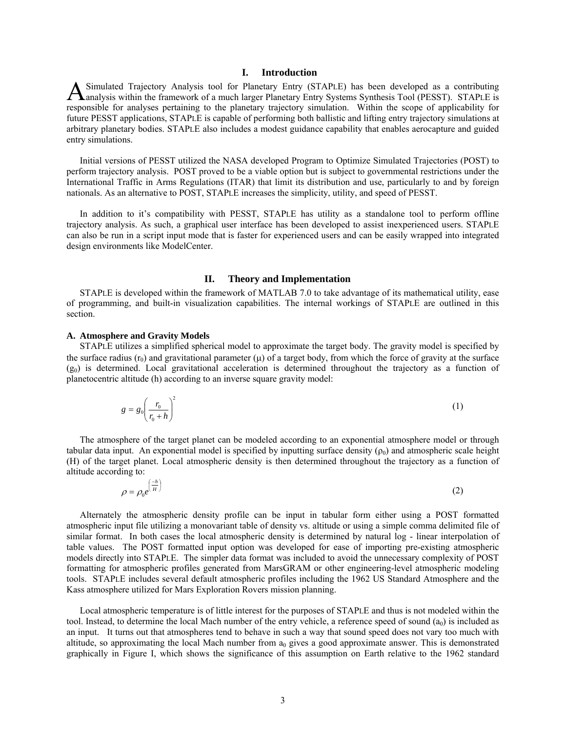# I. Introduction

A Simulated Trajectory Analysis tool for Planetary Entry (STAPLE) has been developed as a contributing analysis within the framework of a much larger Planetary Entry Systems Synthesis Tool (PESST). STAPLE is responsible for analyses pertaining to the planetary trajectory simulation. Within the scope of applicability for future PESST applications, STAPLE is capable of performing both ballistic and lifting entry trajectory simulations at arbitrary planetary bodies. STAPLE also includes a modest guidance capability that enables aerocapture and guided entry simulations.

Initial versions of PESST utilized the NASA developed Program to Optimize Simulated Trajectories (POST) to perform trajectory analysis. POST proved to be a viable option but is subject to governmental restrictions under the International Traffic in Arms Regulations (ITAR) that limit its distribution and use, particularly to and by foreign nationals. As an alternative to POST, STAPLE increases the simplicity, utility, and speed of PESST.

In addition to it's compatibility with PESST, STAPLE has utility as a standalone tool to perform offline trajectory analysis. As such, a graphical user interface has been developed to assist inexperienced users. STAPLE can also be run in a script input mode that is faster for experienced users and can be easily wrapped into integrated design environments like ModelCenter.

# II. Theory and Implementation

STAPLE is developed within the framework of MATLAB 7.0 to take advantage of its mathematical utility, ease of programming, and built-in visualization capabilities. The internal workings of STAPLE are outlined in this section.

## A. Atmosphere and Gravity Models

STAPLE utilizes a simplified spherical model to approximate the target body. The gravity model is specified by the surface radius ($r_0$) and gravitational parameter ($\mu$) of a target body, from which the force of gravity at the surface ($g_0$) is determined. Local gravitational acceleration is determined throughout the trajectory as a function of planetocentric altitude (h) according to an inverse square gravity model:

$$g = g_0\left(\frac{r_0}{r_0 + h}\right)^2 \tag{1}$$

The atmosphere of the target planet can be modeled according to an exponential atmosphere model or through tabular data input. An exponential model is specified by inputting surface density ($\rho_0$) and atmospheric scale height (H) of the target planet. Local atmospheric density is then determined throughout the trajectory as a function of altitude according to:

$$\rho = \rho_0 e^{\left(\frac{-h}{H}\right)} \tag{2}$$

Alternately the atmospheric density profile can be input in tabular form either using a POST formatted atmospheric input file utilizing a monovariant table of density vs. altitude or using a simple comma delimited file of similar format. In both cases the local atmospheric density is determined by natural log - linear interpolation of table values. The POST formatted input option was developed for ease of importing pre-existing atmospheric models directly into STAPLE. The simpler data format was included to avoid the unnecessary complexity of POST formatting for atmospheric profiles generated from MarsGRAM or other engineering-level atmospheric modeling tools. STAPLE includes several default atmospheric profiles including the 1962 US Standard Atmosphere and the Kass atmosphere utilized for Mars Exploration Rovers mission planning.

Local atmospheric temperature is of little interest for the purposes of STAPLE and thus is not modeled within the tool. Instead, to determine the local Mach number of the entry vehicle, a reference speed of sound ($a_0$) is included as an input. It turns out that atmospheres tend to behave in such a way that sound speed does not vary too much with altitude, so approximating the local Mach number from $a_0$ gives a good approximate answer. This is demonstrated graphically in Figure I, which shows the significance of this assumption on Earth relative to the 1962 standard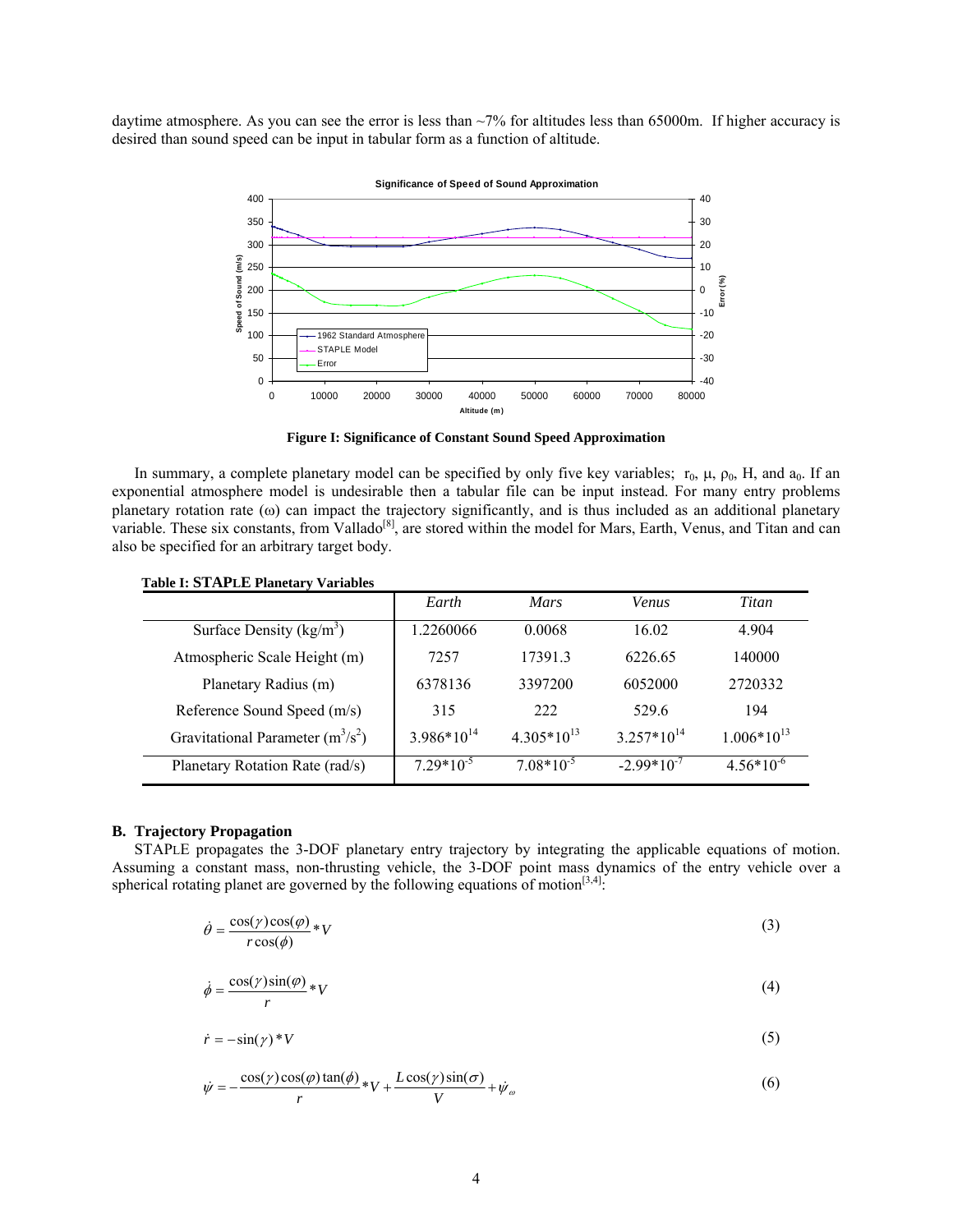daytime atmosphere. As you can see the error is less than ~7% for altitudes less than 65000m. If higher accuracy is desired than sound speed can be input in tabular form as a function of altitude.

**Figure I: Significance of Constant Sound Speed Approximation**

In summary, a complete planetary model can be specified by only five key variables; $r_0$, $\mu$, $\rho_0$, H, and $a_0$. If an exponential atmosphere model is undesirable then a tabular file can be input instead. For many entry problems planetary rotation rate ($\omega$) can impact the trajectory significantly, and is thus included as an additional planetary variable. These six constants, from Vallado[8], are stored within the model for Mars, Earth, Venus, and Titan and can also be specified for an arbitrary target body.

**Table I: STAPLE Planetary Variables**

| | *Earth* | *Mars* | *Venus* | *Titan* |
|---|---|---|---|---|
| Surface Density ($kg/m^3$) | 1.2260066 | 0.0068 | 16.02 | 4.904 |
| Atmospheric Scale Height (m) | 7257 | 17391.3 | 6226.65 | 140000 |
| Planetary Radius (m) | 6378136 | 3397200 | 6052000 | 2720332 |
| Reference Sound Speed (m/s) | 315 | 222 | 529.6 | 194 |
| Gravitational Parameter ($m^3/s^2$) | $3.986*10^{14}$ | $4.305*10^{13}$ | $3.257*10^{14}$ | $1.006*10^{13}$ |
| Planetary Rotation Rate (rad/s) | $7.29*10^{-5}$ | $7.08*10^{-5}$ | $-2.99*10^{-7}$ | $4.56*10^{-6}$ |

### B. Trajectory Propagation

STAPLE propagates the 3-DOF planetary entry trajectory by integrating the applicable equations of motion. Assuming a constant mass, non-thrusting vehicle, the 3-DOF point mass dynamics of the entry vehicle over a spherical rotating planet are governed by the following equations of motion[3,4]:

$$\dot{\theta} = \frac{\cos(\gamma)\cos(\varphi)}{r\cos(\phi)} * V \tag{3}$$

$$\dot{\phi} = \frac{\cos(\gamma)\sin(\varphi)}{r} * V \tag{4}$$

$$\dot{r} = -\sin(\gamma) * V \tag{5}$$

$$\dot{\psi} = -\frac{\cos(\gamma)\cos(\varphi)\tan(\phi)}{r} * V + \frac{L\cos(\gamma)\sin(\sigma)}{V} + \dot{\psi}_{\omega} \tag{6}$$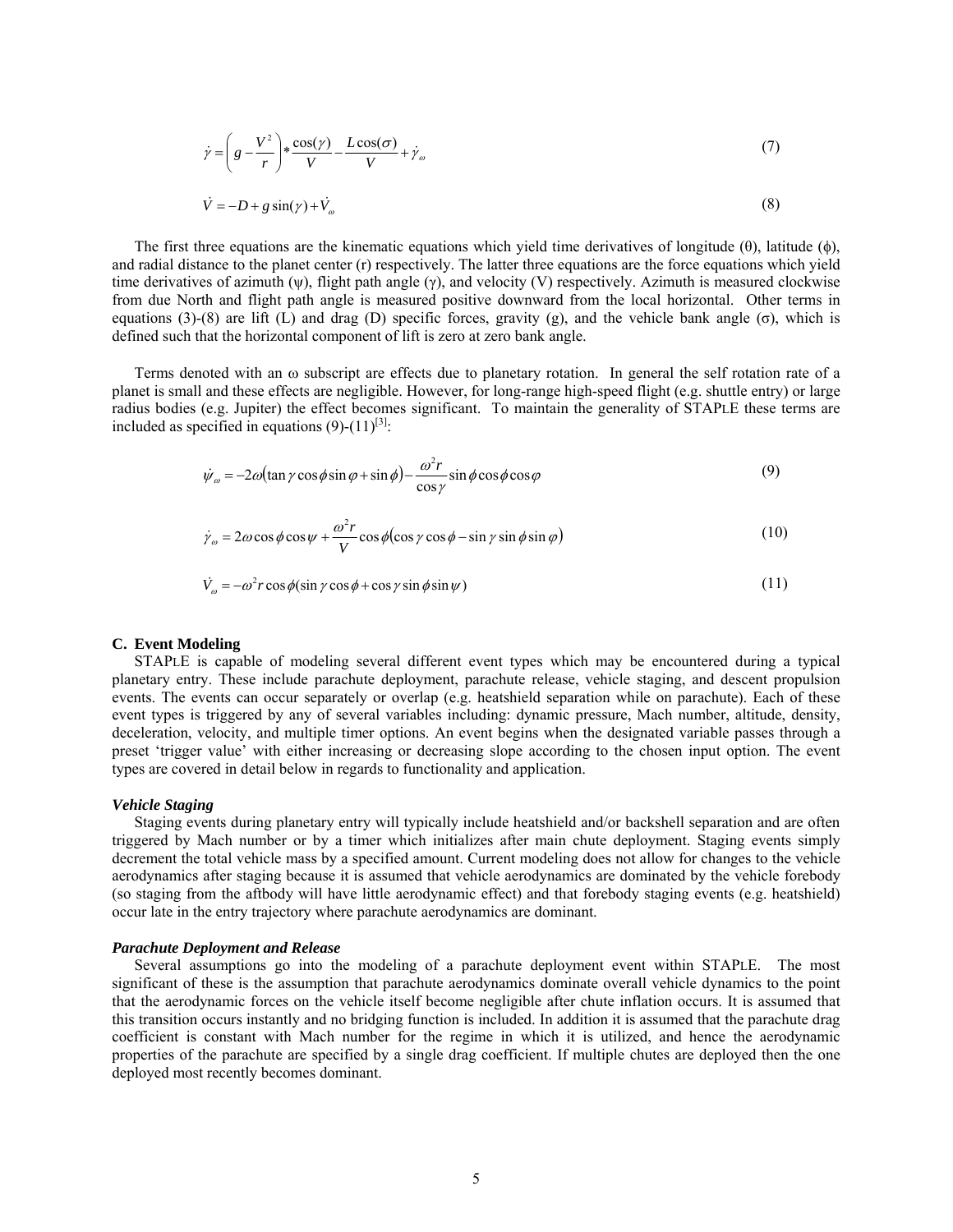$$\dot{\gamma} = \left(g - \frac{V^2}{r}\right) * \frac{\cos(\gamma)}{V} - \frac{L\cos(\sigma)}{V} + \dot{\gamma}_\omega \tag{7}$$

$$\dot{V} = -D + g\sin(\gamma) + \dot{V}_\omega \tag{8}$$

The first three equations are the kinematic equations which yield time derivatives of longitude ($\theta$), latitude ($\phi$), and radial distance to the planet center (r) respectively. The latter three equations are the force equations which yield time derivatives of azimuth ($\psi$), flight path angle ($\gamma$), and velocity (V) respectively. Azimuth is measured clockwise from due North and flight path angle is measured positive downward from the local horizontal. Other terms in equations (3)-(8) are lift (L) and drag (D) specific forces, gravity (g), and the vehicle bank angle ($\sigma$), which is defined such that the horizontal component of lift is zero at zero bank angle.

Terms denoted with an $\omega$ subscript are effects due to planetary rotation. In general the self rotation rate of a planet is small and these effects are negligible. However, for long-range high-speed flight (e.g. shuttle entry) or large radius bodies (e.g. Jupiter) the effect becomes significant. To maintain the generality of STAPLE these terms are included as specified in equations (9)-(11)[3]:

$$\dot{\psi}_\omega = -2\omega\left(\tan\gamma\cos\phi\sin\varphi + \sin\phi\right) - \frac{\omega^2 r}{\cos\gamma}\sin\phi\cos\phi\cos\varphi \tag{9}$$

$$\dot{\gamma}_\omega = 2\omega\cos\phi\cos\psi + \frac{\omega^2 r}{V}\cos\phi\left(\cos\gamma\cos\phi - \sin\gamma\sin\phi\sin\varphi\right) \tag{10}$$

$$\dot{V}_\omega = -\omega^2 r\cos\phi(\sin\gamma\cos\phi + \cos\gamma\sin\phi\sin\psi) \tag{11}$$

### C. Event Modeling

STAPLE is capable of modeling several different event types which may be encountered during a typical planetary entry. These include parachute deployment, parachute release, vehicle staging, and descent propulsion events. The events can occur separately or overlap (e.g. heatshield separation while on parachute). Each of these event types is triggered by any of several variables including: dynamic pressure, Mach number, altitude, density, deceleration, velocity, and multiple timer options. An event begins when the designated variable passes through a preset 'trigger value' with either increasing or decreasing slope according to the chosen input option. The event types are covered in detail below in regards to functionality and application.

#### *Vehicle Staging*

Staging events during planetary entry will typically include heatshield and/or backshell separation and are often triggered by Mach number or by a timer which initializes after main chute deployment. Staging events simply decrement the total vehicle mass by a specified amount. Current modeling does not allow for changes to the vehicle aerodynamics after staging because it is assumed that vehicle aerodynamics are dominated by the vehicle forebody (so staging from the aftbody will have little aerodynamic effect) and that forebody staging events (e.g. heatshield) occur late in the entry trajectory where parachute aerodynamics are dominant.

#### *Parachute Deployment and Release*

Several assumptions go into the modeling of a parachute deployment event within STAPLE. The most significant of these is the assumption that parachute aerodynamics dominate overall vehicle dynamics to the point that the aerodynamic forces on the vehicle itself become negligible after chute inflation occurs. It is assumed that this transition occurs instantly and no bridging function is included. In addition it is assumed that the parachute drag coefficient is constant with Mach number for the regime in which it is utilized, and hence the aerodynamic properties of the parachute are specified by a single drag coefficient. If multiple chutes are deployed then the one deployed most recently becomes dominant.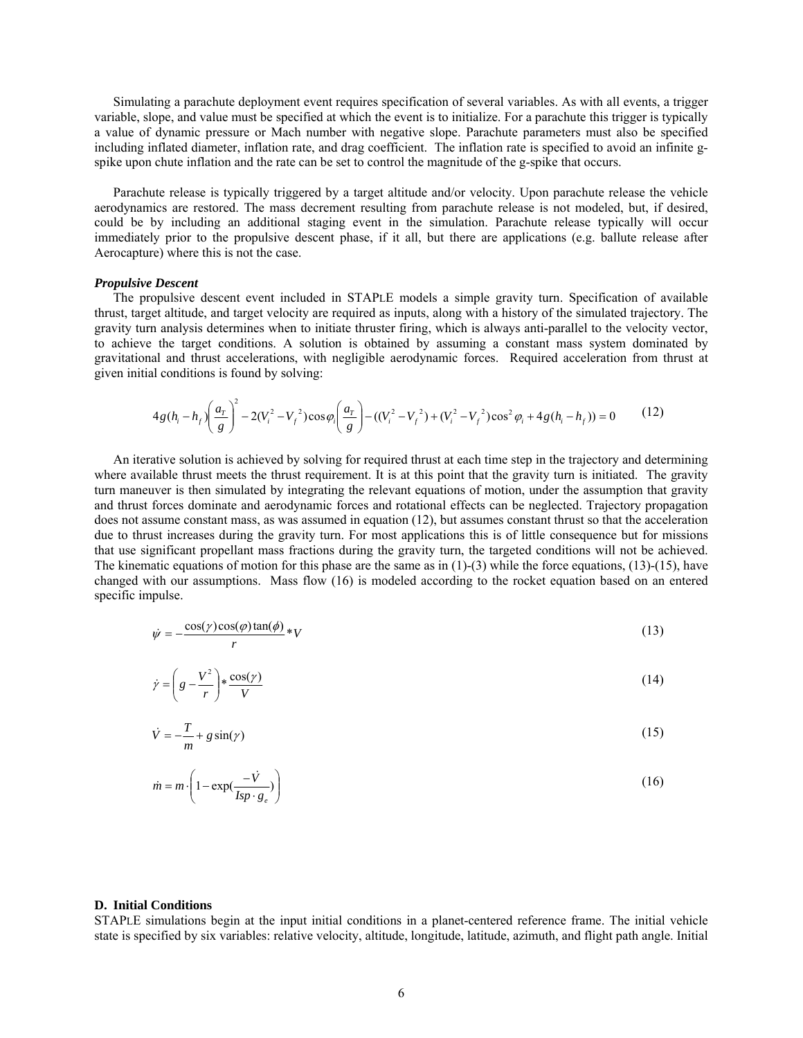Simulating a parachute deployment event requires specification of several variables. As with all events, a trigger variable, slope, and value must be specified at which the event is to initialize. For a parachute this trigger is typically a value of dynamic pressure or Mach number with negative slope. Parachute parameters must also be specified including inflated diameter, inflation rate, and drag coefficient. The inflation rate is specified to avoid an infinite g-spike upon chute inflation and the rate can be set to control the magnitude of the g-spike that occurs.

Parachute release is typically triggered by a target altitude and/or velocity. Upon parachute release the vehicle aerodynamics are restored. The mass decrement resulting from parachute release is not modeled, but, if desired, could be by including an additional staging event in the simulation. Parachute release typically will occur immediately prior to the propulsive descent phase, if it all, but there are applications (e.g. ballute release after Aerocapture) where this is not the case.

***Propulsive Descent***

The propulsive descent event included in STAPLE models a simple gravity turn. Specification of available thrust, target altitude, and target velocity are required as inputs, along with a history of the simulated trajectory. The gravity turn analysis determines when to initiate thruster firing, which is always anti-parallel to the velocity vector, to achieve the target conditions. A solution is obtained by assuming a constant mass system dominated by gravitational and thrust accelerations, with negligible aerodynamic forces. Required acceleration from thrust at given initial conditions is found by solving:

$$4g(h_i - h_f)\left(\frac{a_T}{g}\right)^2 - 2(V_i^2 - V_f^{\,2})\cos\varphi_i\left(\frac{a_T}{g}\right) - ((V_i^2 - V_f^{\,2}) + (V_i^2 - V_f^{\,2})\cos^2\varphi_i + 4g(h_i - h_f)) = 0 \tag{12}$$

An iterative solution is achieved by solving for required thrust at each time step in the trajectory and determining where available thrust meets the thrust requirement. It is at this point that the gravity turn is initiated. The gravity turn maneuver is then simulated by integrating the relevant equations of motion, under the assumption that gravity and thrust forces dominate and aerodynamic forces and rotational effects can be neglected. Trajectory propagation does not assume constant mass, as was assumed in equation (12), but assumes constant thrust so that the acceleration due to thrust increases during the gravity turn. For most applications this is of little consequence but for missions that use significant propellant mass fractions during the gravity turn, the targeted conditions will not be achieved. The kinematic equations of motion for this phase are the same as in (1)-(3) while the force equations, (13)-(15), have changed with our assumptions. Mass flow (16) is modeled according to the rocket equation based on an entered specific impulse.

$$\dot{\psi} = -\frac{\cos(\gamma)\cos(\varphi)\tan(\phi)}{r} * V \tag{13}$$

$$\dot{\gamma} = \left(g - \frac{V^2}{r}\right) * \frac{\cos(\gamma)}{V} \tag{14}$$

$$\dot{V} = -\frac{T}{m} + g\sin(\gamma) \tag{15}$$

$$\dot{m} = m \cdot \left(1 - \exp\left(\frac{-\dot{V}}{Isp \cdot g_e}\right)\right) \tag{16}$$

## D. Initial Conditions

STAPLE simulations begin at the input initial conditions in a planet-centered reference frame. The initial vehicle state is specified by six variables: relative velocity, altitude, longitude, latitude, azimuth, and flight path angle. Initial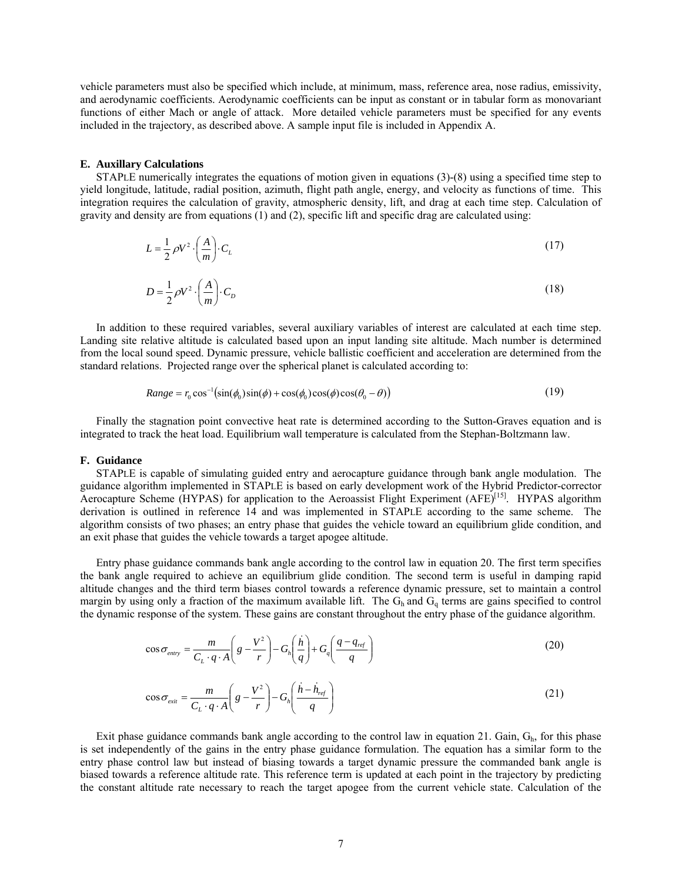vehicle parameters must also be specified which include, at minimum, mass, reference area, nose radius, emissivity, and aerodynamic coefficients. Aerodynamic coefficients can be input as constant or in tabular form as monovariant functions of either Mach or angle of attack. More detailed vehicle parameters must be specified for any events included in the trajectory, as described above. A sample input file is included in Appendix A.

### E. Auxillary Calculations

STAPLE numerically integrates the equations of motion given in equations (3)-(8) using a specified time step to yield longitude, latitude, radial position, azimuth, flight path angle, energy, and velocity as functions of time. This integration requires the calculation of gravity, atmospheric density, lift, and drag at each time step. Calculation of gravity and density are from equations (1) and (2), specific lift and specific drag are calculated using:

$$L = \frac{1}{2}\rho V^2 \cdot \left(\frac{A}{m}\right) \cdot C_L \tag{17}$$

$$D = \frac{1}{2}\rho V^2 \cdot \left(\frac{A}{m}\right) \cdot C_D \tag{18}$$

In addition to these required variables, several auxiliary variables of interest are calculated at each time step. Landing site relative altitude is calculated based upon an input landing site altitude. Mach number is determined from the local sound speed. Dynamic pressure, vehicle ballistic coefficient and acceleration are determined from the standard relations. Projected range over the spherical planet is calculated according to:

$$Range = r_0 \cos^{-1}\left(\sin(\phi_0)\sin(\phi) + \cos(\phi_0)\cos(\phi)\cos(\theta_0 - \theta)\right) \tag{19}$$

Finally the stagnation point convective heat rate is determined according to the Sutton-Graves equation and is integrated to track the heat load. Equilibrium wall temperature is calculated from the Stephan-Boltzmann law.

### F. Guidance

STAPLE is capable of simulating guided entry and aerocapture guidance through bank angle modulation. The guidance algorithm implemented in STAPLE is based on early development work of the Hybrid Predictor-corrector Aerocapture Scheme (HYPAS) for application to the Aeroassist Flight Experiment (AFE)[15]. HYPAS algorithm derivation is outlined in reference 14 and was implemented in STAPLE according to the same scheme. The algorithm consists of two phases; an entry phase that guides the vehicle toward an equilibrium glide condition, and an exit phase that guides the vehicle towards a target apogee altitude.

Entry phase guidance commands bank angle according to the control law in equation 20. The first term specifies the bank angle required to achieve an equilibrium glide condition. The second term is useful in damping rapid altitude changes and the third term biases control towards a reference dynamic pressure, set to maintain a control margin by using only a fraction of the maximum available lift. The $G_h$ and $G_q$ terms are gains specified to control the dynamic response of the system. These gains are constant throughout the entry phase of the guidance algorithm.

$$\cos\sigma_{entry} = \frac{m}{C_L \cdot q \cdot A}\left(g - \frac{V^2}{r}\right) - G_h\left(\frac{\dot{h}}{q}\right) + G_q\left(\frac{q - q_{ref}}{q}\right) \tag{20}$$

$$\cos\sigma_{exit} = \frac{m}{C_L \cdot q \cdot A}\left(g - \frac{V^2}{r}\right) - G_h\left(\frac{\dot{h} - \dot{h}_{ref}}{q}\right) \tag{21}$$

Exit phase guidance commands bank angle according to the control law in equation 21. Gain, $G_h$, for this phase is set independently of the gains in the entry phase guidance formulation. The equation has a similar form to the entry phase control law but instead of biasing towards a target dynamic pressure the commanded bank angle is biased towards a reference altitude rate. This reference term is updated at each point in the trajectory by predicting the constant altitude rate necessary to reach the target apogee from the current vehicle state. Calculation of the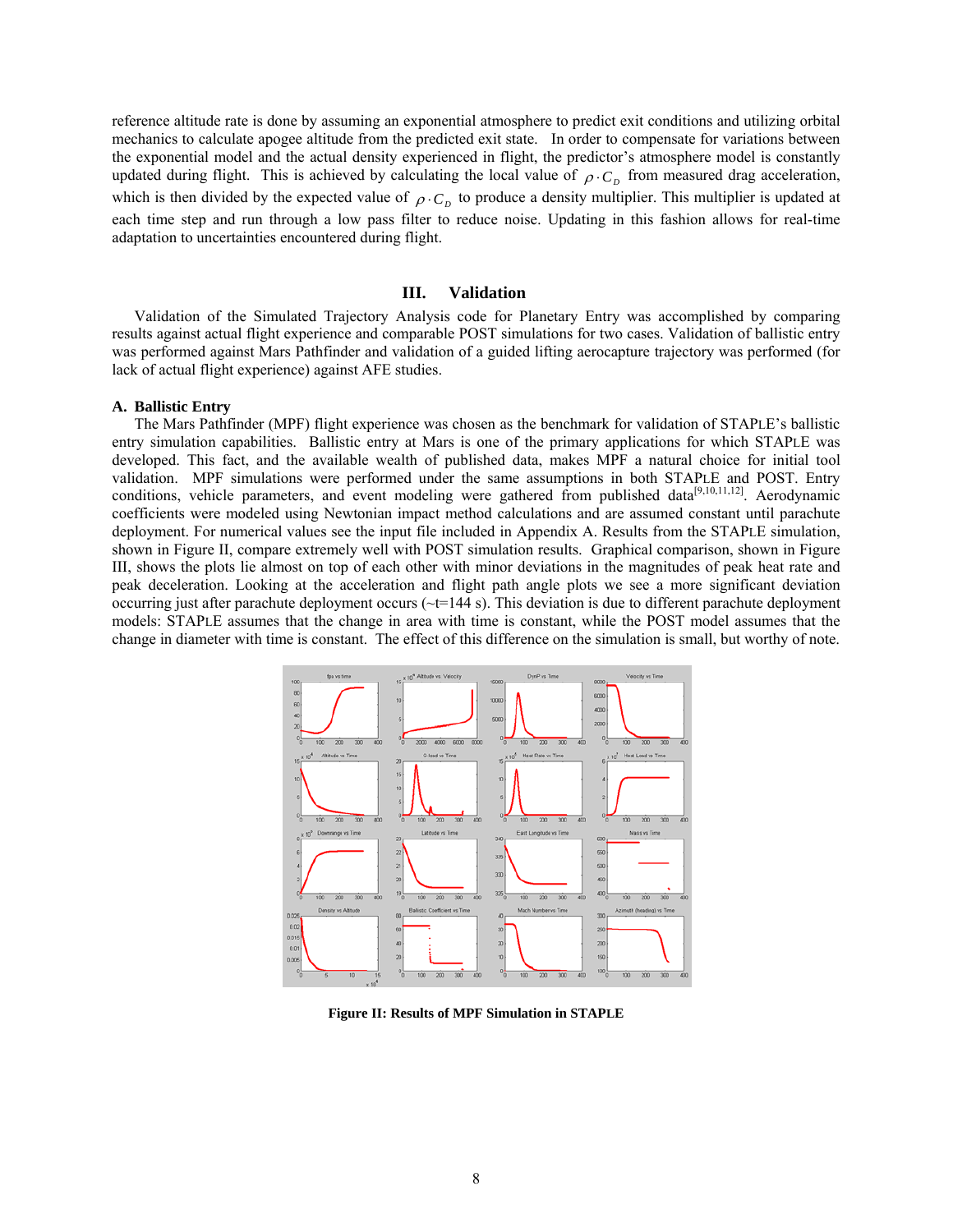reference altitude rate is done by assuming an exponential atmosphere to predict exit conditions and utilizing orbital mechanics to calculate apogee altitude from the predicted exit state. In order to compensate for variations between the exponential model and the actual density experienced in flight, the predictor's atmosphere model is constantly updated during flight. This is achieved by calculating the local value of $\rho \cdot C_D$ from measured drag acceleration, which is then divided by the expected value of $\rho \cdot C_D$ to produce a density multiplier. This multiplier is updated at each time step and run through a low pass filter to reduce noise. Updating in this fashion allows for real-time adaptation to uncertainties encountered during flight.

## III. Validation

Validation of the Simulated Trajectory Analysis code for Planetary Entry was accomplished by comparing results against actual flight experience and comparable POST simulations for two cases. Validation of ballistic entry was performed against Mars Pathfinder and validation of a guided lifting aerocapture trajectory was performed (for lack of actual flight experience) against AFE studies.

### A. Ballistic Entry

The Mars Pathfinder (MPF) flight experience was chosen as the benchmark for validation of STAPLE's ballistic entry simulation capabilities. Ballistic entry at Mars is one of the primary applications for which STAPLE was developed. This fact, and the available wealth of published data, makes MPF a natural choice for initial tool validation. MPF simulations were performed under the same assumptions in both STAPLE and POST. Entry conditions, vehicle parameters, and event modeling were gathered from published data[9,10,11,12]. Aerodynamic coefficients were modeled using Newtonian impact method calculations and are assumed constant until parachute deployment. For numerical values see the input file included in Appendix A. Results from the STAPLE simulation, shown in Figure II, compare extremely well with POST simulation results. Graphical comparison, shown in Figure III, shows the plots lie almost on top of each other with minor deviations in the magnitudes of peak heat rate and peak deceleration. Looking at the acceleration and flight path angle plots we see a more significant deviation occurring just after parachute deployment occurs (~t=144 s). This deviation is due to different parachute deployment models: STAPLE assumes that the change in area with time is constant, while the POST model assumes that the change in diameter with time is constant. The effect of this difference on the simulation is small, but worthy of note.

**Figure II: Results of MPF Simulation in STAPLE**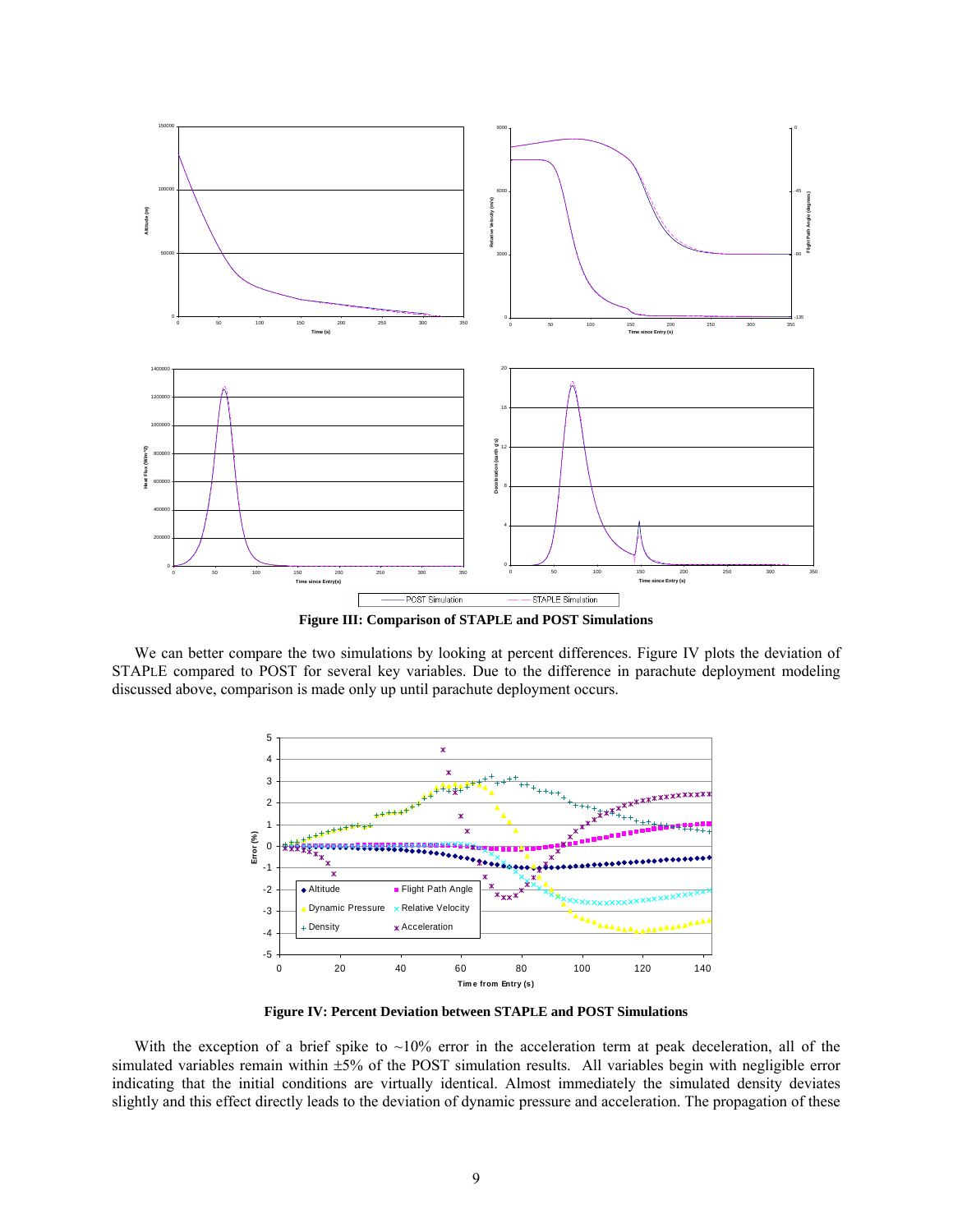**Figure III: Comparison of STAPLE and POST Simulations**

We can better compare the two simulations by looking at percent differences. Figure IV plots the deviation of STAPLE compared to POST for several key variables. Due to the difference in parachute deployment modeling discussed above, comparison is made only up until parachute deployment occurs.

**Figure IV: Percent Deviation between STAPLE and POST Simulations**

With the exception of a brief spike to ~10% error in the acceleration term at peak deceleration, all of the simulated variables remain within ±5% of the POST simulation results. All variables begin with negligible error indicating that the initial conditions are virtually identical. Almost immediately the simulated density deviates slightly and this effect directly leads to the deviation of dynamic pressure and acceleration. The propagation of these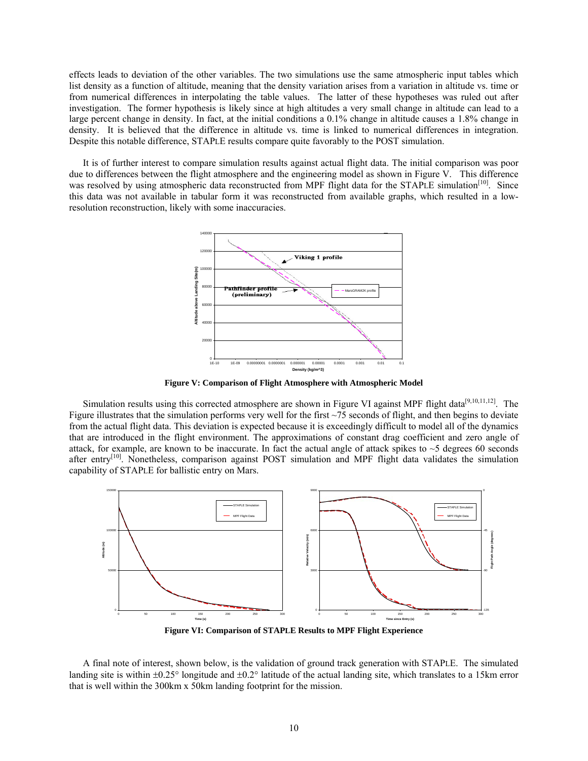effects leads to deviation of the other variables. The two simulations use the same atmospheric input tables which list density as a function of altitude, meaning that the density variation arises from a variation in altitude vs. time or from numerical differences in interpolating the table values. The latter of these hypotheses was ruled out after investigation. The former hypothesis is likely since at high altitudes a very small change in altitude can lead to a large percent change in density. In fact, at the initial conditions a 0.1% change in altitude causes a 1.8% change in density. It is believed that the difference in altitude vs. time is linked to numerical differences in integration. Despite this notable difference, STAPLE results compare quite favorably to the POST simulation.

It is of further interest to compare simulation results against actual flight data. The initial comparison was poor due to differences between the flight atmosphere and the engineering model as shown in Figure V. This difference was resolved by using atmospheric data reconstructed from MPF flight data for the STAPLE simulation[10]. Since this data was not available in tabular form it was reconstructed from available graphs, which resulted in a low-resolution reconstruction, likely with some inaccuracies.

**Figure V: Comparison of Flight Atmosphere with Atmospheric Model**

Simulation results using this corrected atmosphere are shown in Figure VI against MPF flight data[9,10,11,12]. The Figure illustrates that the simulation performs very well for the first ~75 seconds of flight, and then begins to deviate from the actual flight data. This deviation is expected because it is exceedingly difficult to model all of the dynamics that are introduced in the flight environment. The approximations of constant drag coefficient and zero angle of attack, for example, are known to be inaccurate. In fact the actual angle of attack spikes to ~5 degrees 60 seconds after entry[10]. Nonetheless, comparison against POST simulation and MPF flight data validates the simulation capability of STAPLE for ballistic entry on Mars.

**Figure VI: Comparison of STAPLE Results to MPF Flight Experience**

A final note of interest, shown below, is the validation of ground track generation with STAPLE. The simulated landing site is within ±0.25° longitude and ±0.2° latitude of the actual landing site, which translates to a 15km error that is well within the 300km x 50km landing footprint for the mission.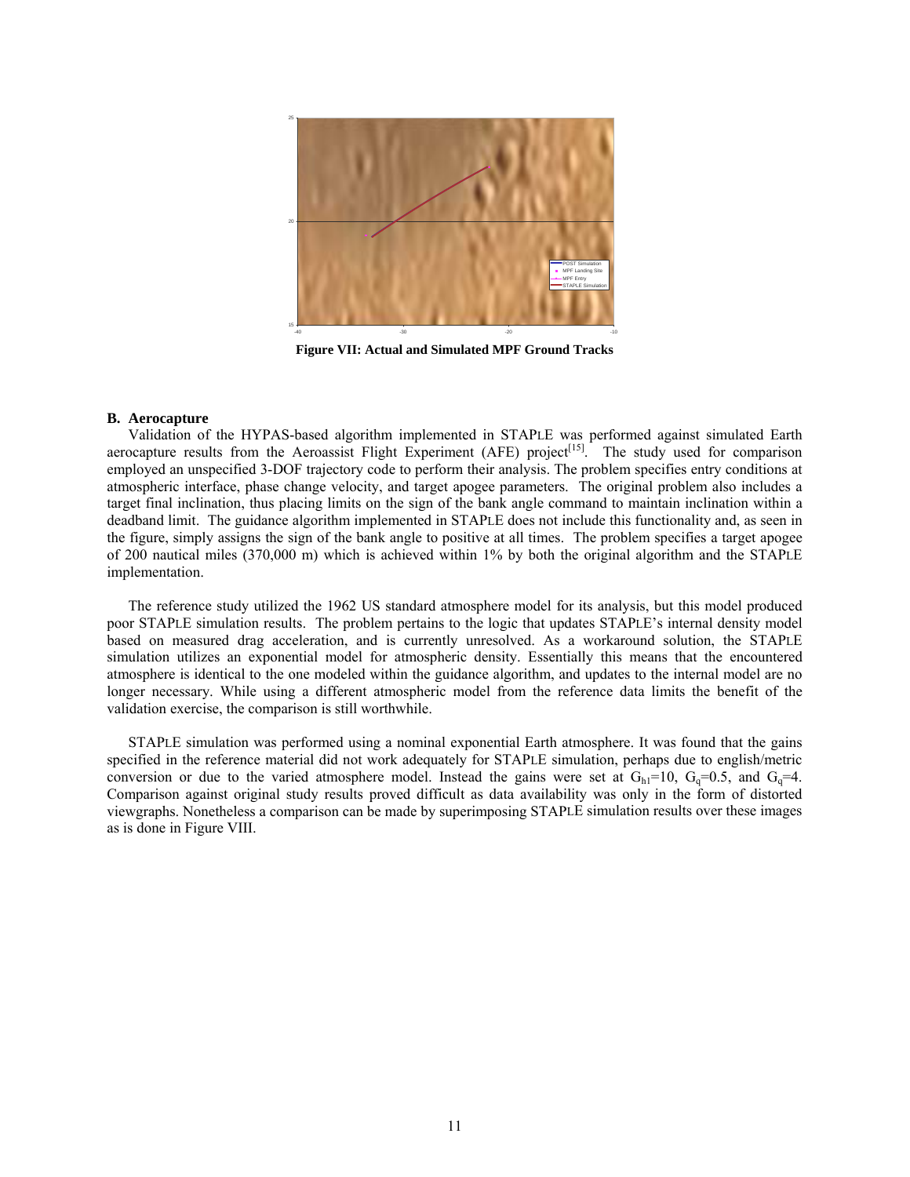**Figure VII: Actual and Simulated MPF Ground Tracks**

### B. Aerocapture

Validation of the HYPAS-based algorithm implemented in STAPLE was performed against simulated Earth aerocapture results from the Aeroassist Flight Experiment (AFE) project[15]. The study used for comparison employed an unspecified 3-DOF trajectory code to perform their analysis. The problem specifies entry conditions at atmospheric interface, phase change velocity, and target apogee parameters. The original problem also includes a target final inclination, thus placing limits on the sign of the bank angle command to maintain inclination within a deadband limit. The guidance algorithm implemented in STAPLE does not include this functionality and, as seen in the figure, simply assigns the sign of the bank angle to positive at all times. The problem specifies a target apogee of 200 nautical miles (370,000 m) which is achieved within 1% by both the original algorithm and the STAPLE implementation.

The reference study utilized the 1962 US standard atmosphere model for its analysis, but this model produced poor STAPLE simulation results. The problem pertains to the logic that updates STAPLE's internal density model based on measured drag acceleration, and is currently unresolved. As a workaround solution, the STAPLE simulation utilizes an exponential model for atmospheric density. Essentially this means that the encountered atmosphere is identical to the one modeled within the guidance algorithm, and updates to the internal model are no longer necessary. While using a different atmospheric model from the reference data limits the benefit of the validation exercise, the comparison is still worthwhile.

STAPLE simulation was performed using a nominal exponential Earth atmosphere. It was found that the gains specified in the reference material did not work adequately for STAPLE simulation, perhaps due to english/metric conversion or due to the varied atmosphere model. Instead the gains were set at $G_{h1}$=10, $G_q$=0.5, and $G_q$=4. Comparison against original study results proved difficult as data availability was only in the form of distorted viewgraphs. Nonetheless a comparison can be made by superimposing STAPLE simulation results over these images as is done in Figure VIII.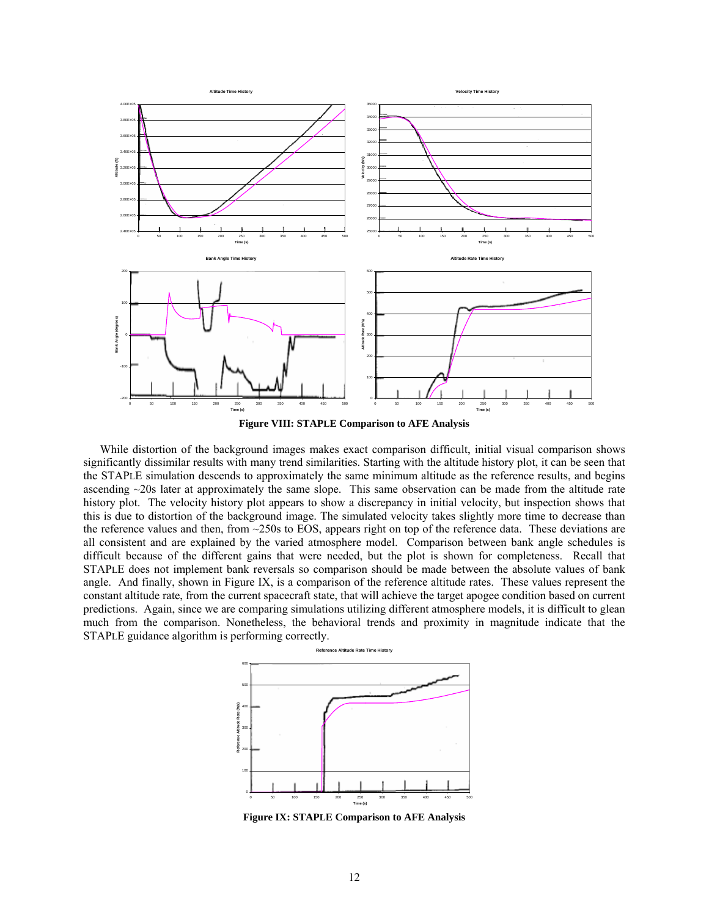**Figure VIII: STAPLE Comparison to AFE Analysis**

While distortion of the background images makes exact comparison difficult, initial visual comparison shows significantly dissimilar results with many trend similarities. Starting with the altitude history plot, it can be seen that the STAPLE simulation descends to approximately the same minimum altitude as the reference results, and begins ascending ~20s later at approximately the same slope. This same observation can be made from the altitude rate history plot. The velocity history plot appears to show a discrepancy in initial velocity, but inspection shows that this is due to distortion of the background image. The simulated velocity takes slightly more time to decrease than the reference values and then, from ~250s to EOS, appears right on top of the reference data. These deviations are all consistent and are explained by the varied atmosphere model. Comparison between bank angle schedules is difficult because of the different gains that were needed, but the plot is shown for completeness. Recall that STAPLE does not implement bank reversals so comparison should be made between the absolute values of bank angle. And finally, shown in Figure IX, is a comparison of the reference altitude rates. These values represent the constant altitude rate, from the current spacecraft state, that will achieve the target apogee condition based on current predictions. Again, since we are comparing simulations utilizing different atmosphere models, it is difficult to glean much from the comparison. Nonetheless, the behavioral trends and proximity in magnitude indicate that the STAPLE guidance algorithm is performing correctly.

**Figure IX: STAPLE Comparison to AFE Analysis**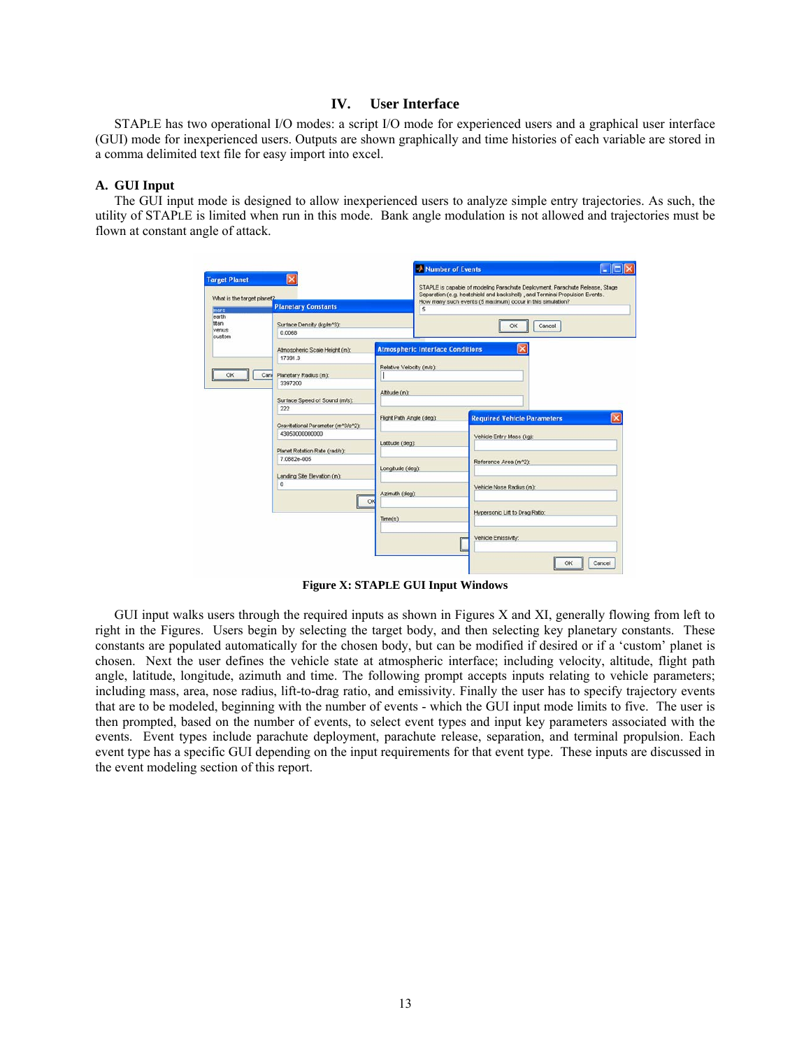## IV. User Interface

STAPLE has two operational I/O modes: a script I/O mode for experienced users and a graphical user interface (GUI) mode for inexperienced users. Outputs are shown graphically and time histories of each variable are stored in a comma delimited text file for easy import into excel.

### A. GUI Input

The GUI input mode is designed to allow inexperienced users to analyze simple entry trajectories. As such, the utility of STAPLE is limited when run in this mode. Bank angle modulation is not allowed and trajectories must be flown at constant angle of attack.

**Figure X: STAPLE GUI Input Windows**

GUI input walks users through the required inputs as shown in Figures X and XI, generally flowing from left to right in the Figures. Users begin by selecting the target body, and then selecting key planetary constants. These constants are populated automatically for the chosen body, but can be modified if desired or if a 'custom' planet is chosen. Next the user defines the vehicle state at atmospheric interface; including velocity, altitude, flight path angle, latitude, longitude, azimuth and time. The following prompt accepts inputs relating to vehicle parameters; including mass, area, nose radius, lift-to-drag ratio, and emissivity. Finally the user has to specify trajectory events that are to be modeled, beginning with the number of events - which the GUI input mode limits to five. The user is then prompted, based on the number of events, to select event types and input key parameters associated with the events. Event types include parachute deployment, parachute release, separation, and terminal propulsion. Each event type has a specific GUI depending on the input requirements for that event type. These inputs are discussed in the event modeling section of this report.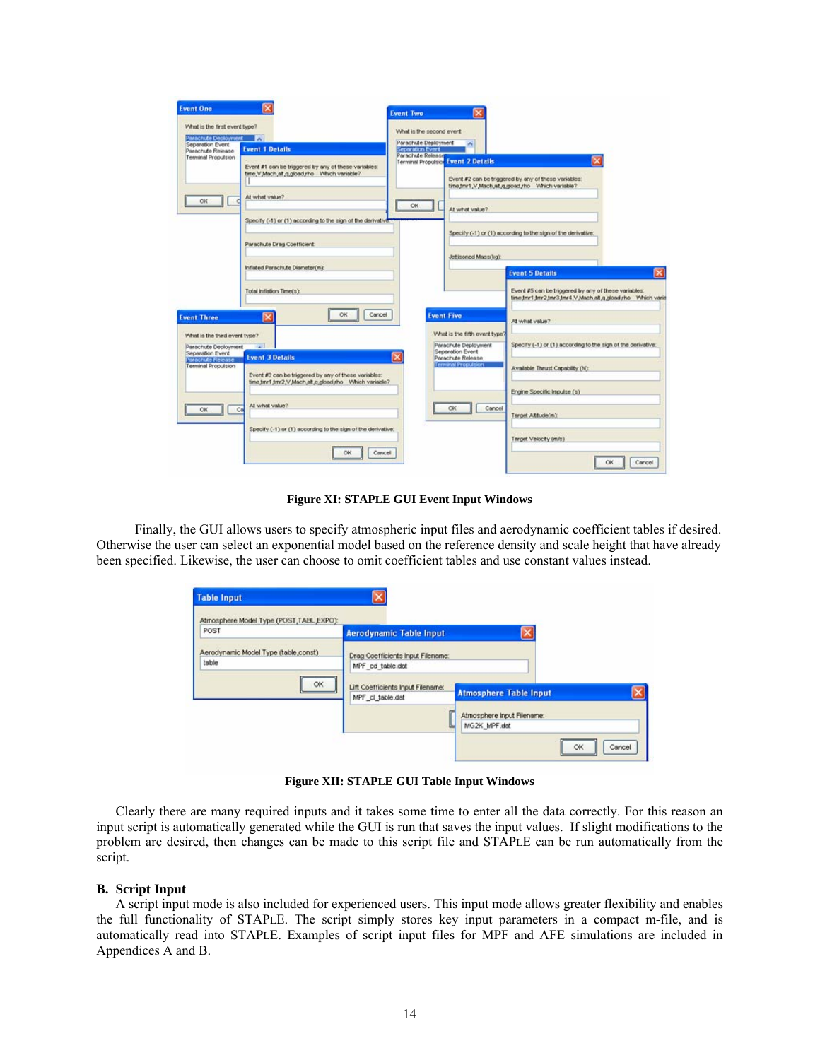**Figure XI: STAPLE GUI Event Input Windows**

Finally, the GUI allows users to specify atmospheric input files and aerodynamic coefficient tables if desired. Otherwise the user can select an exponential model based on the reference density and scale height that have already been specified. Likewise, the user can choose to omit coefficient tables and use constant values instead.

**Figure XII: STAPLE GUI Table Input Windows**

Clearly there are many required inputs and it takes some time to enter all the data correctly. For this reason an input script is automatically generated while the GUI is run that saves the input values. If slight modifications to the problem are desired, then changes can be made to this script file and STAPLE can be run automatically from the script.

### B. Script Input

A script input mode is also included for experienced users. This input mode allows greater flexibility and enables the full functionality of STAPLE. The script simply stores key input parameters in a compact m-file, and is automatically read into STAPLE. Examples of script input files for MPF and AFE simulations are included in Appendices A and B.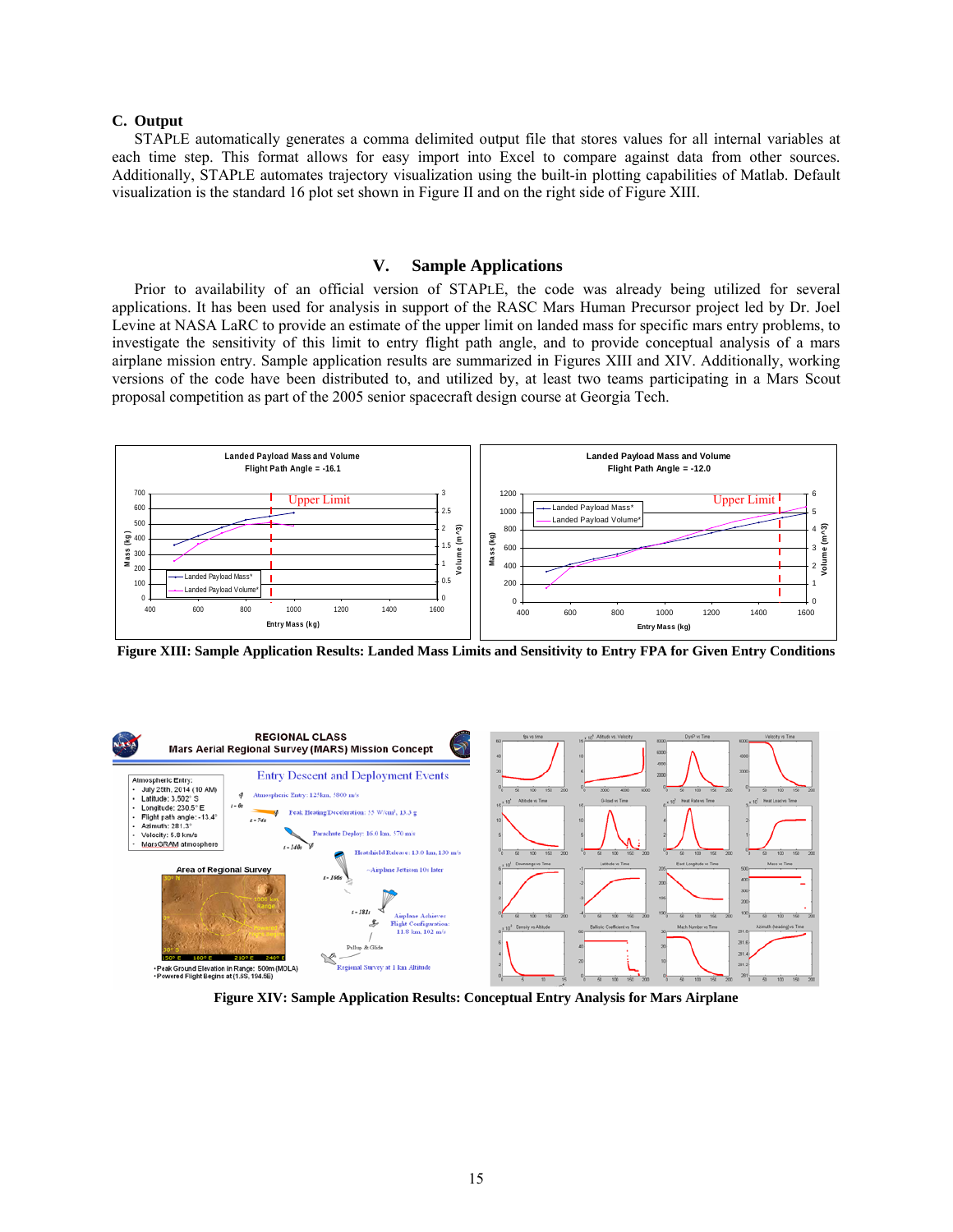### C. Output

STAPLE automatically generates a comma delimited output file that stores values for all internal variables at each time step. This format allows for easy import into Excel to compare against data from other sources. Additionally, STAPLE automates trajectory visualization using the built-in plotting capabilities of Matlab. Default visualization is the standard 16 plot set shown in Figure II and on the right side of Figure XIII.

## V. Sample Applications

Prior to availability of an official version of STAPLE, the code was already being utilized for several applications. It has been used for analysis in support of the RASC Mars Human Precursor project led by Dr. Joel Levine at NASA LaRC to provide an estimate of the upper limit on landed mass for specific mars entry problems, to investigate the sensitivity of this limit to entry flight path angle, and to provide conceptual analysis of a mars airplane mission entry. Sample application results are summarized in Figures XIII and XIV. Additionally, working versions of the code have been distributed to, and utilized by, at least two teams participating in a Mars Scout proposal competition as part of the 2005 senior spacecraft design course at Georgia Tech.

**Figure XIII: Sample Application Results: Landed Mass Limits and Sensitivity to Entry FPA for Given Entry Conditions**

**Figure XIV: Sample Application Results: Conceptual Entry Analysis for Mars Airplane**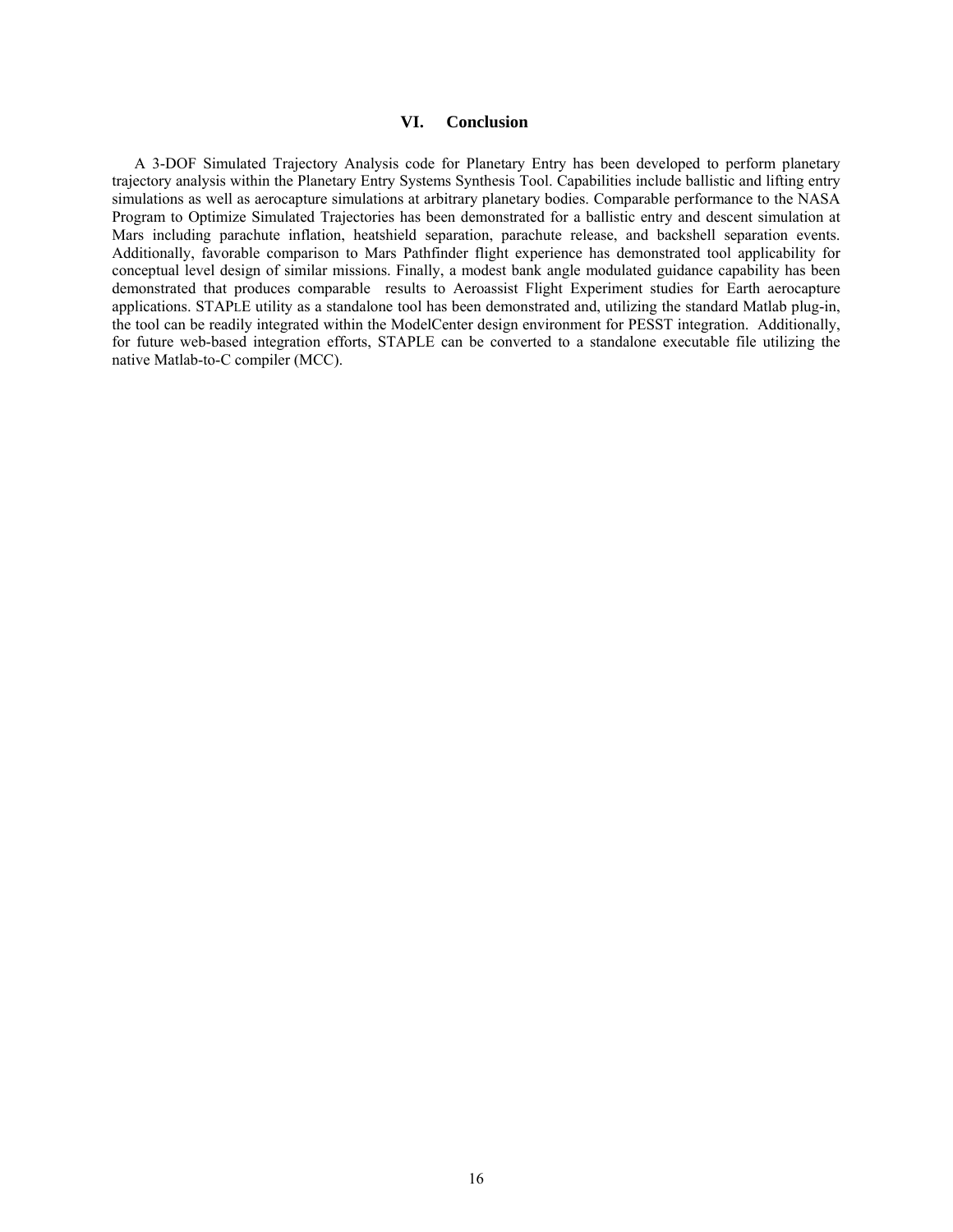## VI. Conclusion

A 3-DOF Simulated Trajectory Analysis code for Planetary Entry has been developed to perform planetary trajectory analysis within the Planetary Entry Systems Synthesis Tool. Capabilities include ballistic and lifting entry simulations as well as aerocapture simulations at arbitrary planetary bodies. Comparable performance to the NASA Program to Optimize Simulated Trajectories has been demonstrated for a ballistic entry and descent simulation at Mars including parachute inflation, heatshield separation, parachute release, and backshell separation events. Additionally, favorable comparison to Mars Pathfinder flight experience has demonstrated tool applicability for conceptual level design of similar missions. Finally, a modest bank angle modulated guidance capability has been demonstrated that produces comparable results to Aeroassist Flight Experiment studies for Earth aerocapture applications. STAPLE utility as a standalone tool has been demonstrated and, utilizing the standard Matlab plug-in, the tool can be readily integrated within the ModelCenter design environment for PESST integration. Additionally, for future web-based integration efforts, STAPLE can be converted to a standalone executable file utilizing the native Matlab-to-C compiler (MCC).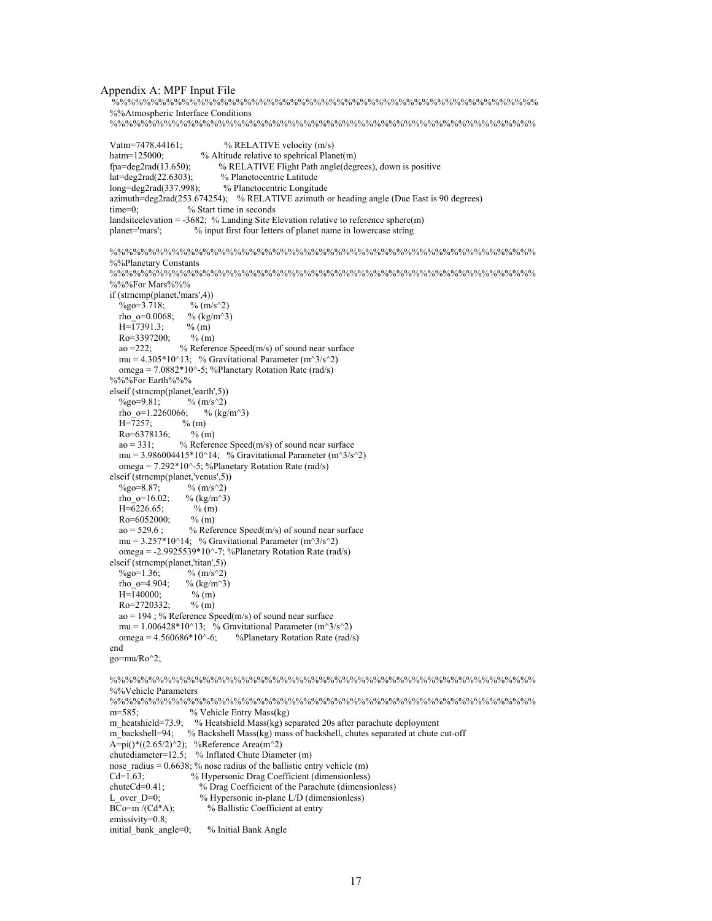## Appendix A: MPF Input File

```
%%%%%%%%%%%%%%%%%%%%%%%%%%%%%%%%%%%%%%%%%%%%%%%%%%%%%%%%%%%%%%%%%
%%Atmospheric Interface Conditions
%%%%%%%%%%%%%%%%%%%%%%%%%%%%%%%%%%%%%%%%%%%%%%%%%%%%%%%%%%%%%%%%%

Vatm=7478.44161;              % RELATIVE velocity (m/s)
hatm=125000;             % Altitude relative to spehrical Planet(m)
fpa=deg2rad(13.650);          % RELATIVE Flight Path angle(degrees), down is positive
lat=deg2rad(22.6303);          % Planetocentric Latitude
long=deg2rad(337.998);         % Planetocentric Longitude
azimuth=deg2rad(253.674254);    % RELATIVE azimuth or heading angle (Due East is 90 degrees)
time=0;                   % Start time in seconds
landsiteelevation = -3682;  % Landing Site Elevation relative to reference sphere(m)
planet='mars';            % input first four letters of planet name in lowercase string

%%%%%%%%%%%%%%%%%%%%%%%%%%%%%%%%%%%%%%%%%%%%%%%%%%%%%%%%%%%%%%%%%
%%Planetary Constants
%%%%%%%%%%%%%%%%%%%%%%%%%%%%%%%%%%%%%%%%%%%%%%%%%%%%%%%%%%%%%%%%%
%%%For Mars%%%
if (strncmp(planet,'mars',4))
   %go=3.718;          % (m/s^2)
   rho_o=0.0068;      % (kg/m^3)
   H=17391.3;         % (m)
   Ro=3397200;        % (m)
   ao =222;           % Reference Speed(m/s) of sound near surface
   mu = 4.305*10^13;  % Gravitational Parameter (m^3/s^2)
   omega = 7.0882*10^-5; %Planetary Rotation Rate (rad/s)
%%%For Earth%%%
elseif (strncmp(planet,'earth',5))
   %go=9.81;          % (m/s^2)
   rho_o=1.2260066;      % (kg/m^3)
   H=7257;            % (m)
   Ro=6378136;        % (m)
   ao = 331;          % Reference Speed(m/s) of sound near surface
   mu = 3.986004415*10^14;   % Gravitational Parameter (m^3/s^2)
   omega = 7.292*10^-5; %Planetary Rotation Rate (rad/s)
elseif (strncmp(planet,'venus',5))
   %go=8.87;          % (m/s^2)
   rho_o=16.02;       % (kg/m^3)
   H=6226.65;            % (m)
   Ro=6052000;        % (m)
   ao = 529.6 ;          % Reference Speed(m/s) of sound near surface
   mu = 3.257*10^14;   % Gravitational Parameter (m^3/s^2)
   omega = -2.9925539*10^-7; %Planetary Rotation Rate (rad/s)
elseif (strncmp(planet,'titan',5))
   %go=1.36;          % (m/s^2)
   rho_o=4.904;       % (kg/m^3)
   H=140000;           % (m)
   Ro=2720332;        % (m)
   ao = 194 ; % Reference Speed(m/s) of sound near surface
   mu = 1.006428*10^13;   % Gravitational Parameter (m^3/s^2)
   omega = 4.560686*10^-6;      %Planetary Rotation Rate (rad/s)
end
go=mu/Ro^2;

%%%%%%%%%%%%%%%%%%%%%%%%%%%%%%%%%%%%%%%%%%%%%%%%%%%%%%%%%%%%%%%%%
%%Vehicle Parameters
%%%%%%%%%%%%%%%%%%%%%%%%%%%%%%%%%%%%%%%%%%%%%%%%%%%%%%%%%%%%%%%%%
m=585;                    % Vehicle Entry Mass(kg)
m_heatshield=73.9;    % Heatshield Mass(kg) separated 20s after parachute deployment
m_backshell=94;     % Backshell Mass(kg) mass of backshell, chutes separated at chute cut-off
A=pi()*((2.65/2)^2);   %Reference Area(m^2)
chutediameter=12.5;   % Inflated Chute Diameter (m)
nose_radius = 0.6638; % nose radius of the ballistic entry vehicle (m)
Cd=1.63;                  % Hypersonic Drag Coefficient (dimensionless)
chuteCd=0.41;             % Drag Coefficient of the Parachute (dimensionless)
L_over_D=0;               % Hypersonic in-plane L/D (dimensionless)
BCo=m /(Cd*A);            % Ballistic Coefficient at entry
emissivity=0.8;
initial_bank_angle=0;      % Initial Bank Angle
```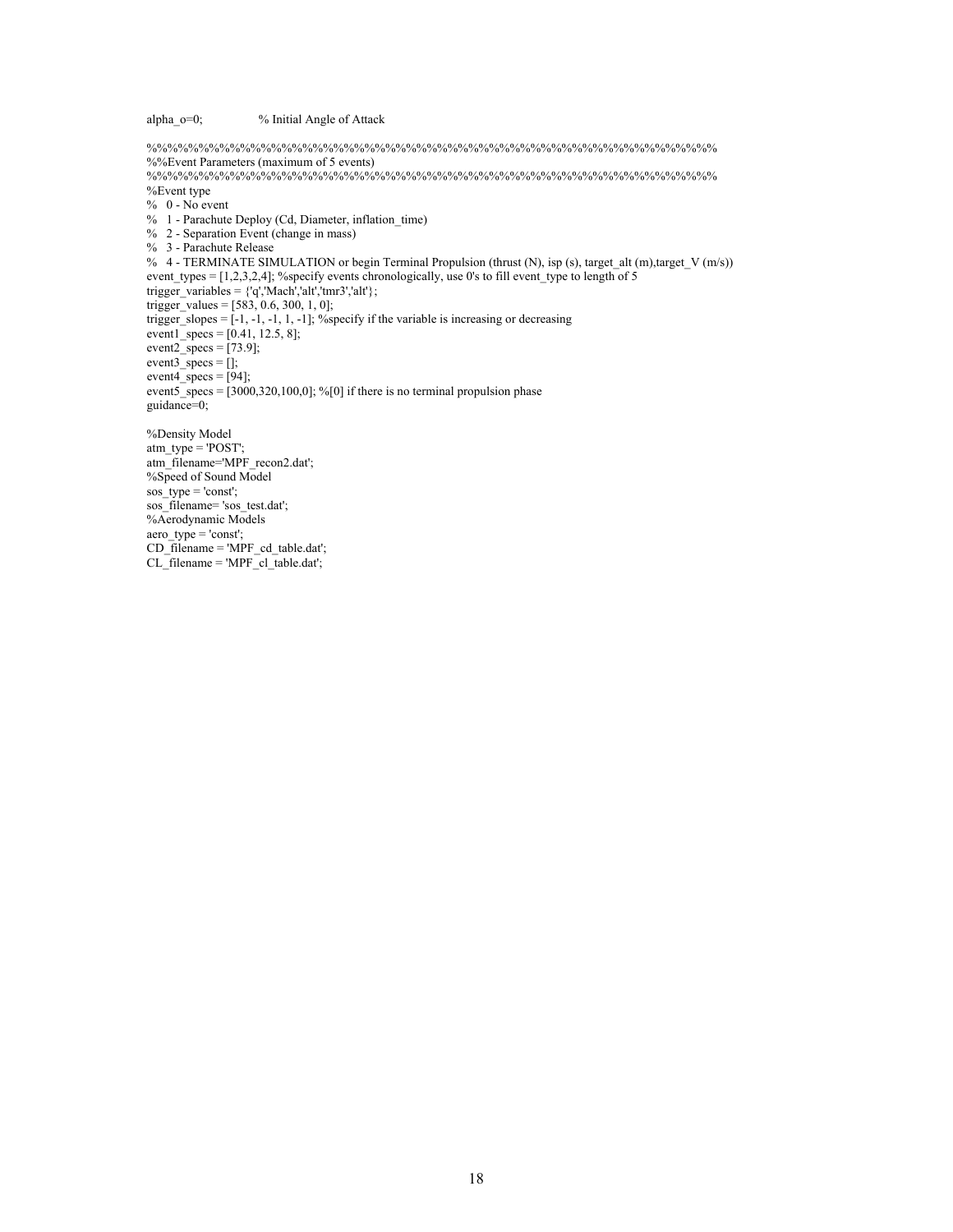```
alpha_o=0;                % Initial Angle of Attack

%%%%%%%%%%%%%%%%%%%%%%%%%%%%%%%%%%%%%%%%%%%%%%%%%%%%%%%%%%%%%%%%
%%Event Parameters (maximum of 5 events)
%%%%%%%%%%%%%%%%%%%%%%%%%%%%%%%%%%%%%%%%%%%%%%%%%%%%%%%%%%%%%%%%
%Event type
%   0 - No event
%   1 - Parachute Deploy (Cd, Diameter, inflation_time)
%   2 - Separation Event (change in mass)
%   3 - Parachute Release
%   4 - TERMINATE SIMULATION or begin Terminal Propulsion (thrust (N), isp (s), target_alt (m),target_V (m/s))
event_types = [1,2,3,2,4]; %specify events chronologically, use 0's to fill event_type to length of 5
trigger_variables = {'q','Mach','alt','tmr3','alt'};
trigger_values = [583, 0.6, 300, 1, 0];
trigger_slopes = [-1, -1, -1, 1, -1]; %specify if the variable is increasing or decreasing
event1_specs = [0.41, 12.5, 8];
event2_specs = [73.9];
event3_specs = [];
event4_specs = [94];
event5_specs = [3000,320,100,0]; %[0] if there is no terminal propulsion phase
guidance=0;

%Density Model
atm_type = 'POST';
atm_filename='MPF_recon2.dat';
%Speed of Sound Model
sos_type = 'const';
sos_filename= 'sos_test.dat';
%Aerodynamic Models
aero_type = 'const';
CD_filename = 'MPF_cd_table.dat';
CL_filename = 'MPF_cl_table.dat';
```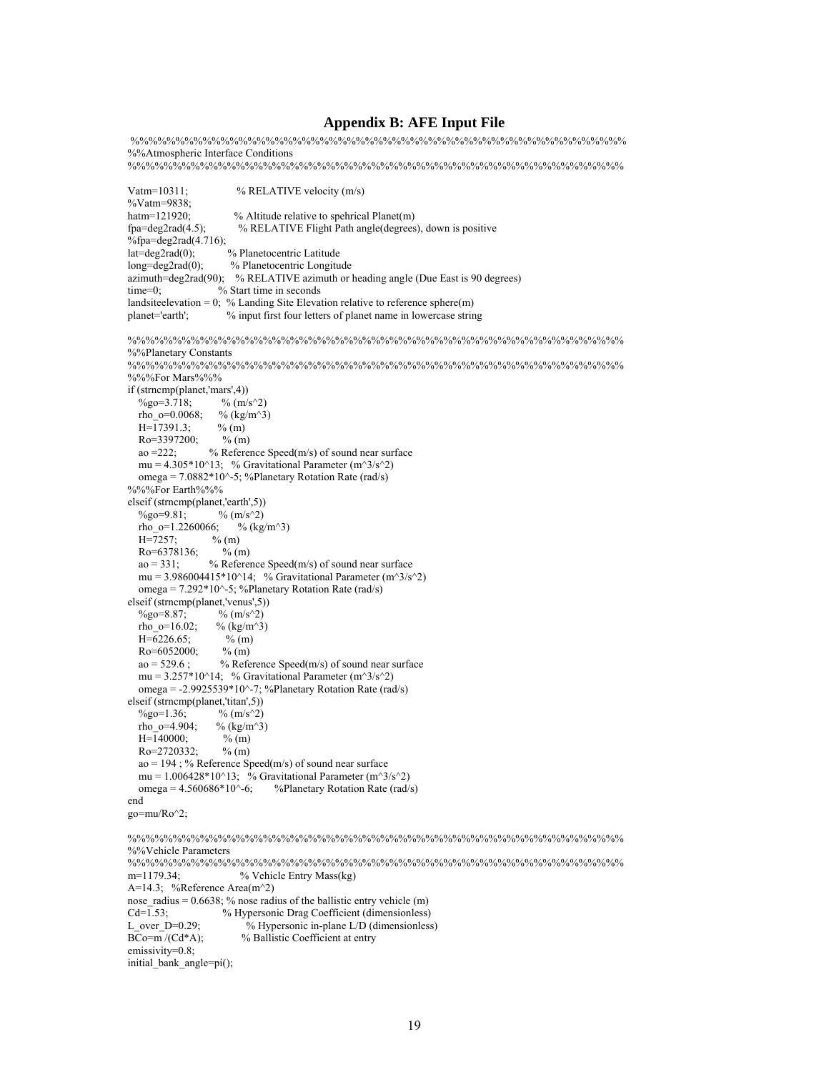## Appendix B: AFE Input File

```
%%%%%%%%%%%%%%%%%%%%%%%%%%%%%%%%%%%%%%%%%%%%%%%%%%%%%%%%%%%%%%
%%Atmospheric Interface Conditions
%%%%%%%%%%%%%%%%%%%%%%%%%%%%%%%%%%%%%%%%%%%%%%%%%%%%%%%%%%%%%%

Vatm=10311;               % RELATIVE velocity (m/s)
%Vatm=9838;
hatm=121920;              % Altitude relative to spehrical Planet(m)
fpa=deg2rad(4.5);         % RELATIVE Flight Path angle(degrees), down is positive
%fpa=deg2rad(4.716);
lat=deg2rad(0);           % Planetocentric Latitude
long=deg2rad(0);          % Planetocentric Longitude
azimuth=deg2rad(90);  % RELATIVE azimuth or heading angle (Due East is 90 degrees)
time=0;                   % Start time in seconds
landsiteelevation = 0;  % Landing Site Elevation relative to reference sphere(m)
planet='earth';           % input first four letters of planet name in lowercase string

%%%%%%%%%%%%%%%%%%%%%%%%%%%%%%%%%%%%%%%%%%%%%%%%%%%%%%%%%%%%%%
%%Planetary Constants
%%%%%%%%%%%%%%%%%%%%%%%%%%%%%%%%%%%%%%%%%%%%%%%%%%%%%%%%%%%%%%
%%%For Mars%%%
if (strncmp(planet,'mars',4))
   %go=3.718;          % (m/s^2)
   rho_o=0.0068;     % (kg/m^3)
   H=17391.3;         % (m)
   Ro=3397200;        % (m)
   ao =222;           % Reference Speed(m/s) of sound near surface
   mu = 4.305*10^13;   % Gravitational Parameter (m^3/s^2)
   omega = 7.0882*10^-5; %Planetary Rotation Rate (rad/s)
%%%For Earth%%%
elseif (strncmp(planet,'earth',5))
   %go=9.81;           % (m/s^2)
   rho_o=1.2260066;     % (kg/m^3)
   H=7257;            % (m)
   Ro=6378136;        % (m)
   ao = 331;         % Reference Speed(m/s) of sound near surface
   mu = 3.986004415*10^14;   % Gravitational Parameter (m^3/s^2)
   omega = 7.292*10^-5; %Planetary Rotation Rate (rad/s)
elseif (strncmp(planet,'venus',5))
   %go=8.87;           % (m/s^2)
   rho_o=16.02;       % (kg/m^3)
   H=6226.65;           % (m)
   Ro=6052000;        % (m)
   ao = 529.6 ;          % Reference Speed(m/s) of sound near surface
   mu = 3.257*10^14;   % Gravitational Parameter (m^3/s^2)
   omega = -2.9925539*10^-7; %Planetary Rotation Rate (rad/s)
elseif (strncmp(planet,'titan',5))
   %go=1.36;           % (m/s^2)
   rho_o=4.904;       % (kg/m^3)
   H=140000;           % (m)
   Ro=2720332;        % (m)
   ao = 194 ; % Reference Speed(m/s) of sound near surface
   mu = 1.006428*10^13;   % Gravitational Parameter (m^3/s^2)
   omega = 4.560686*10^-6;       %Planetary Rotation Rate (rad/s)
end
go=mu/Ro^2;

%%%%%%%%%%%%%%%%%%%%%%%%%%%%%%%%%%%%%%%%%%%%%%%%%%%%%%%%%%%%%%
%%Vehicle Parameters
%%%%%%%%%%%%%%%%%%%%%%%%%%%%%%%%%%%%%%%%%%%%%%%%%%%%%%%%%%%%%%
m=1179.34;                % Vehicle Entry Mass(kg)
A=14.3;  %Reference Area(m^2)
nose_radius = 0.6638; % nose radius of the ballistic entry vehicle (m)
Cd=1.53;                  % Hypersonic Drag Coefficient (dimensionless)
L_over_D=0.29;              % Hypersonic in-plane L/D (dimensionless)
BCo=m /(Cd*A);            % Ballistic Coefficient at entry
emissivity=0.8;
initial_bank_angle=pi();
```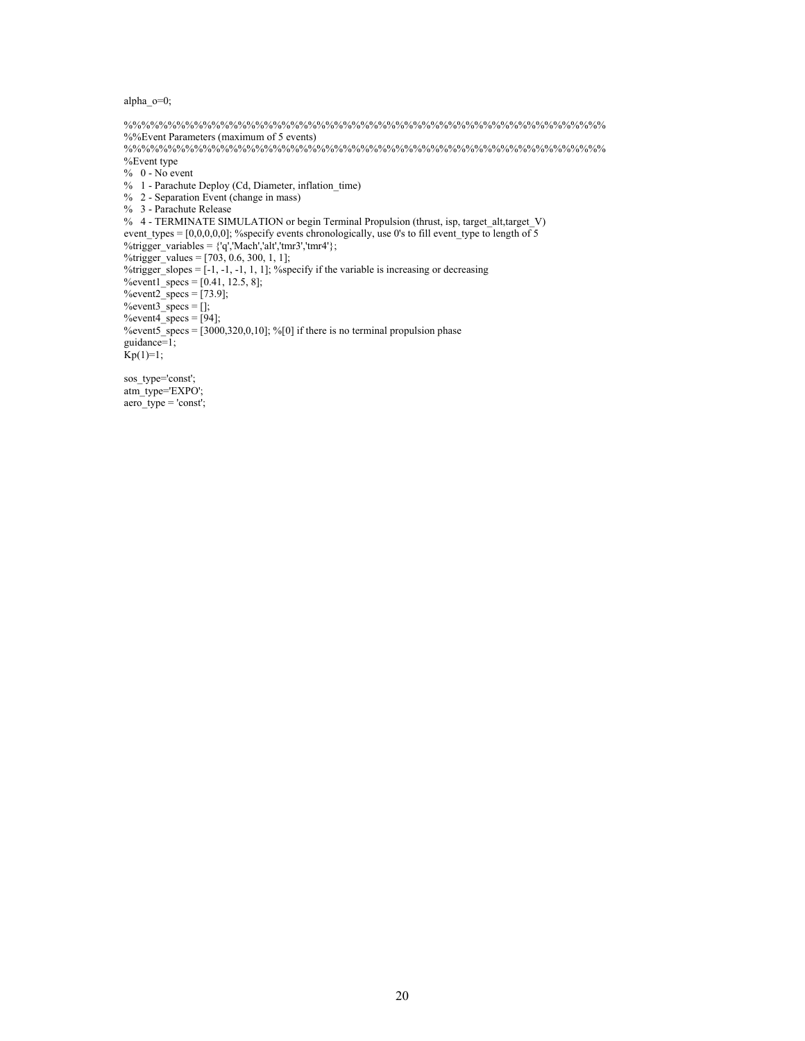```
alpha_o=0;

%%%%%%%%%%%%%%%%%%%%%%%%%%%%%%%%%%%%%%%%%%%%%%%%%%%%
%%Event Parameters (maximum of 5 events)
%%%%%%%%%%%%%%%%%%%%%%%%%%%%%%%%%%%%%%%%%%%%%%%%%%%%
%Event type
%   0 - No event
%   1 - Parachute Deploy (Cd, Diameter, inflation_time)
%   2 - Separation Event (change in mass)
%   3 - Parachute Release
%   4 - TERMINATE SIMULATION or begin Terminal Propulsion (thrust, isp, target_alt,target_V)
event_types = [0,0,0,0,0]; %specify events chronologically, use 0's to fill event_type to length of 5
%trigger_variables = {'q','Mach','alt','tmr3','tmr4'};
%trigger_values = [703, 0.6, 300, 1, 1];
%trigger_slopes = [-1, -1, -1, 1, 1]; %specify if the variable is increasing or decreasing
%event1_specs = [0.41, 12.5, 8];
%event2_specs = [73.9];
%event3_specs = [];
%event4_specs = [94];
%event5_specs = [3000,320,0,10]; %[0] if there is no terminal propulsion phase
guidance=1;
Kp(1)=1;

sos_type='const';
atm_type='EXPO';
aero_type = 'const';
```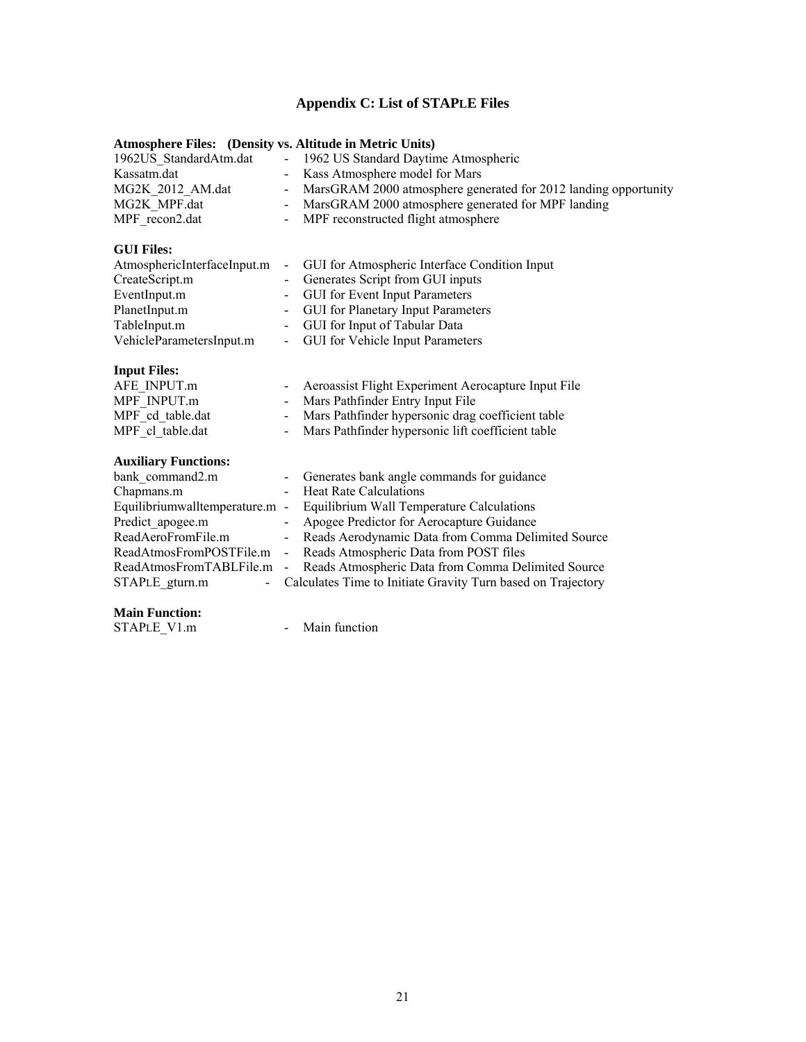# Appendix C: List of STAPLE Files

**Atmosphere Files: (Density vs. Altitude in Metric Units)**

1962US_StandardAtm.dat - 1962 US Standard Daytime Atmospheric
Kassatm.dat - Kass Atmosphere model for Mars
MG2K_2012_AM.dat - MarsGRAM 2000 atmosphere generated for 2012 landing opportunity
MG2K_MPF.dat - MarsGRAM 2000 atmosphere generated for MPF landing
MPF_recon2.dat - MPF reconstructed flight atmosphere

**GUI Files:**

AtmosphericInterfaceInput.m - GUI for Atmospheric Interface Condition Input
CreateScript.m - Generates Script from GUI inputs
EventInput.m - GUI for Event Input Parameters
PlanetInput.m - GUI for Planetary Input Parameters
TableInput.m - GUI for Input of Tabular Data
VehicleParametersInput.m - GUI for Vehicle Input Parameters

**Input Files:**

AFE_INPUT.m - Aeroassist Flight Experiment Aerocapture Input File
MPF_INPUT.m - Mars Pathfinder Entry Input File
MPF_cd_table.dat - Mars Pathfinder hypersonic drag coefficient table
MPF_cl_table.dat - Mars Pathfinder hypersonic lift coefficient table

**Auxiliary Functions:**

bank_command2.m - Generates bank angle commands for guidance
Chapmans.m - Heat Rate Calculations
Equilibriumwalltemperature.m - Equilibrium Wall Temperature Calculations
Predict_apogee.m - Apogee Predictor for Aerocapture Guidance
ReadAeroFromFile.m - Reads Aerodynamic Data from Comma Delimited Source
ReadAtmosFromPOSTFile.m - Reads Atmospheric Data from POST files
ReadAtmosFromTABLFile.m - Reads Atmospheric Data from Comma Delimited Source
STAPLE_gturn.m - Calculates Time to Initiate Gravity Turn based on Trajectory

**Main Function:**

STAPLE_V1.m - Main function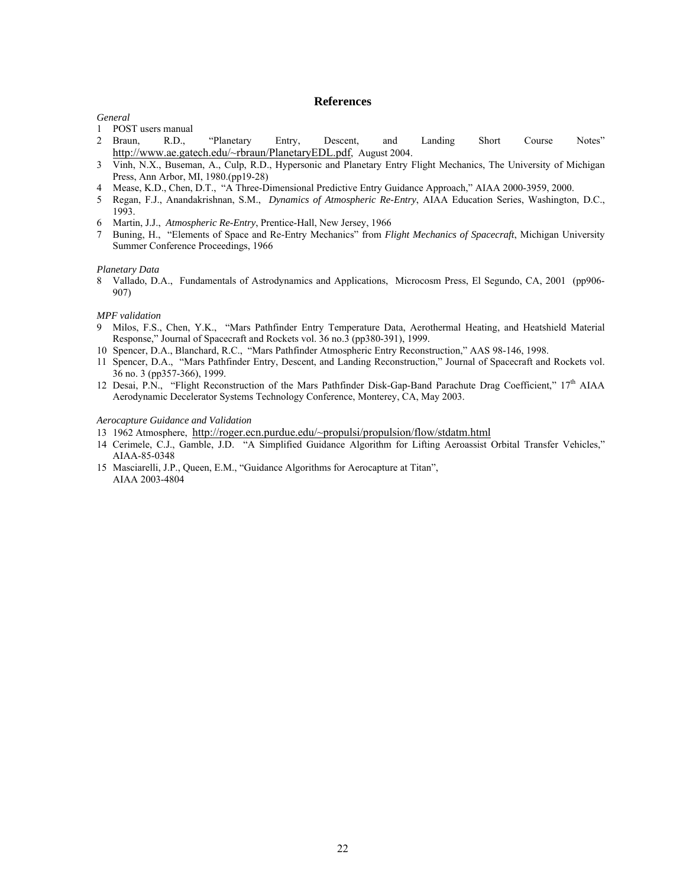## References

*General*

1. POST users manual
2. Braun, R.D., "Planetary Entry, Descent, and Landing Short Course Notes" http://www.ae.gatech.edu/~rbraun/PlanetaryEDL.pdf, August 2004.
3. Vinh, N.X., Buseman, A., Culp, R.D., Hypersonic and Planetary Entry Flight Mechanics, The University of Michigan Press, Ann Arbor, MI, 1980.(pp19-28)
4. Mease, K.D., Chen, D.T., "A Three-Dimensional Predictive Entry Guidance Approach," AIAA 2000-3959, 2000.
5. Regan, F.J., Anandakrishnan, S.M., *Dynamics of Atmospheric Re-Entry*, AIAA Education Series, Washington, D.C., 1993.
6. Martin, J.J., *Atmospheric Re-Entry*, Prentice-Hall, New Jersey, 1966
7. Buning, H., "Elements of Space and Re-Entry Mechanics" from *Flight Mechanics of Spacecraft*, Michigan University Summer Conference Proceedings, 1966

*Planetary Data*

8. Vallado, D.A., Fundamentals of Astrodynamics and Applications, Microcosm Press, El Segundo, CA, 2001 (pp906-907)

*MPF validation*

9. Milos, F.S., Chen, Y.K., "Mars Pathfinder Entry Temperature Data, Aerothermal Heating, and Heatshield Material Response," Journal of Spacecraft and Rockets vol. 36 no.3 (pp380-391), 1999.
10. Spencer, D.A., Blanchard, R.C., "Mars Pathfinder Atmospheric Entry Reconstruction," AAS 98-146, 1998.
11. Spencer, D.A., "Mars Pathfinder Entry, Descent, and Landing Reconstruction," Journal of Spacecraft and Rockets vol. 36 no. 3 (pp357-366), 1999.
12. Desai, P.N., "Flight Reconstruction of the Mars Pathfinder Disk-Gap-Band Parachute Drag Coefficient," 17th AIAA Aerodynamic Decelerator Systems Technology Conference, Monterey, CA, May 2003.

*Aerocapture Guidance and Validation*

13. 1962 Atmosphere, http://roger.ecn.purdue.edu/~propulsi/propulsion/flow/stdatm.html
14. Cerimele, C.J., Gamble, J.D. "A Simplified Guidance Algorithm for Lifting Aeroassist Orbital Transfer Vehicles," AIAA-85-0348
15. Masciarelli, J.P., Queen, E.M., "Guidance Algorithms for Aerocapture at Titan", AIAA 2003-4804